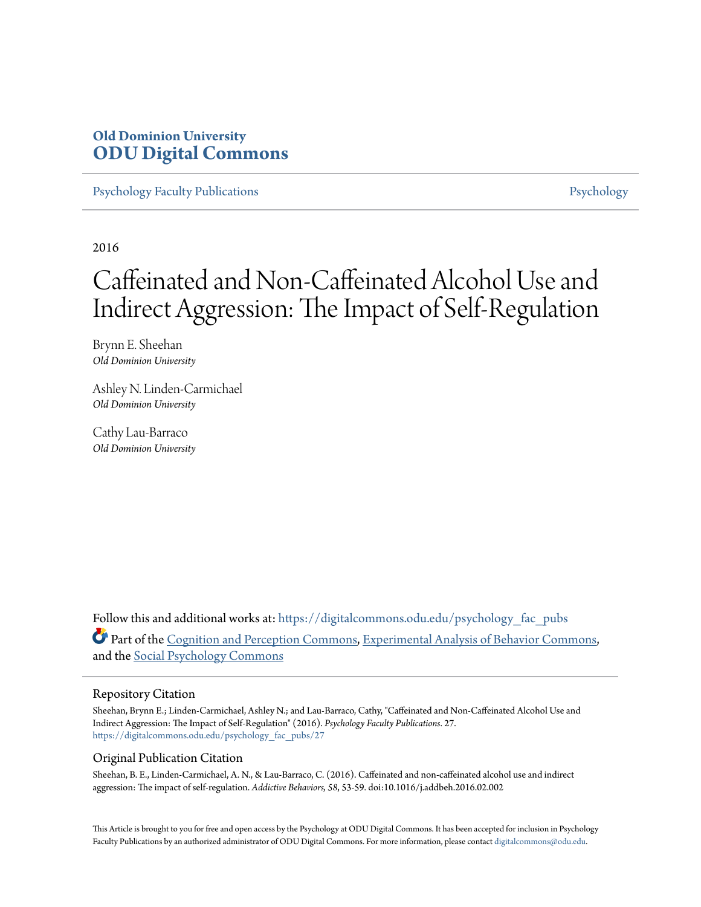**Old Dominion University**
**ODU Digital Commons**

Psychology Faculty Publications | Psychology

2016

# Caffeinated and Non-Caffeinated Alcohol Use and Indirect Aggression: The Impact of Self-Regulation

Brynn E. Sheehan
*Old Dominion University*

Ashley N. Linden-Carmichael
*Old Dominion University*

Cathy Lau-Barraco
*Old Dominion University*

Follow this and additional works at: https://digitalcommons.odu.edu/psychology_fac_pubs

Part of the Cognition and Perception Commons, Experimental Analysis of Behavior Commons, and the Social Psychology Commons

## Repository Citation

Sheehan, Brynn E.; Linden-Carmichael, Ashley N.; and Lau-Barraco, Cathy, "Caffeinated and Non-Caffeinated Alcohol Use and Indirect Aggression: The Impact of Self-Regulation" (2016). *Psychology Faculty Publications*. 27.
https://digitalcommons.odu.edu/psychology_fac_pubs/27

## Original Publication Citation

Sheehan, B. E., Linden-Carmichael, A. N., & Lau-Barraco, C. (2016). Caffeinated and non-caffeinated alcohol use and indirect aggression: The impact of self-regulation. *Addictive Behaviors, 58*, 53-59. doi:10.1016/j.addbeh.2016.02.002

This Article is brought to you for free and open access by the Psychology at ODU Digital Commons. It has been accepted for inclusion in Psychology Faculty Publications by an authorized administrator of ODU Digital Commons. For more information, please contact digitalcommons@odu.edu.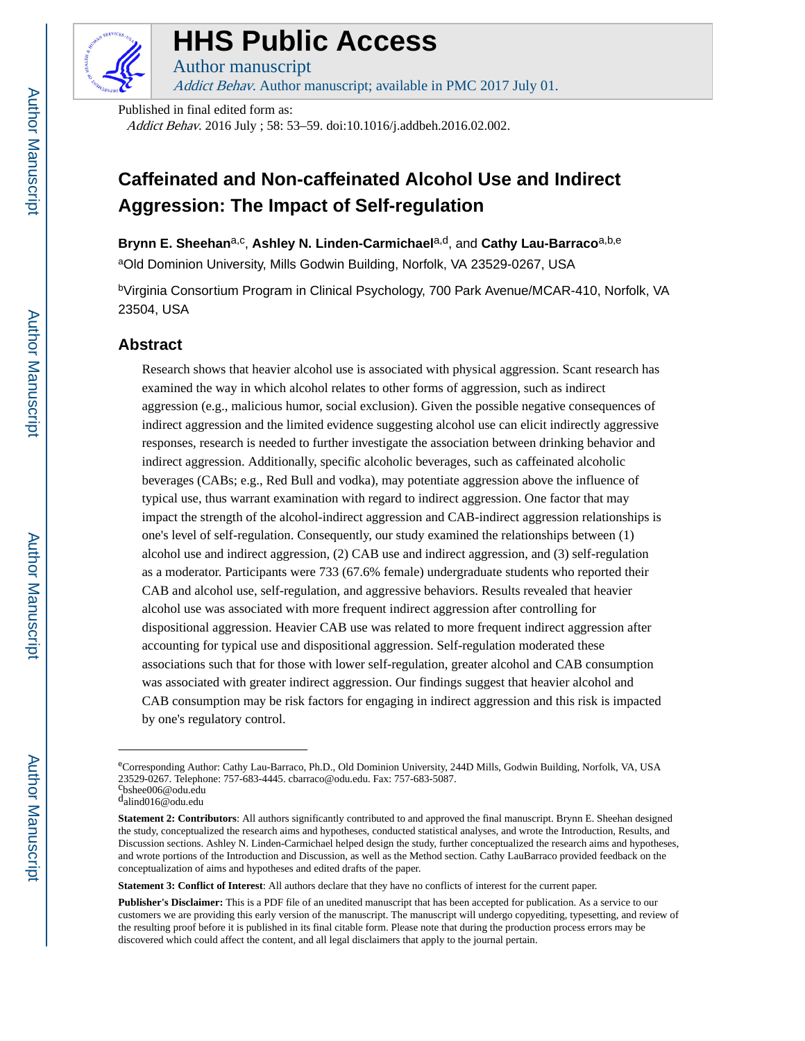Published in final edited form as:

*Addict Behav*. 2016 July ; 58: 53–59. doi:10.1016/j.addbeh.2016.02.002.

# Caffeinated and Non-caffeinated Alcohol Use and Indirect Aggression: The Impact of Self-regulation

**Brynn E. Sheehan**[a,c], **Ashley N. Linden-Carmichael**[a,d], and **Cathy Lau-Barraco**[a,b,e]

[a]Old Dominion University, Mills Godwin Building, Norfolk, VA 23529-0267, USA

[b]Virginia Consortium Program in Clinical Psychology, 700 Park Avenue/MCAR-410, Norfolk, VA 23504, USA

## Abstract

Research shows that heavier alcohol use is associated with physical aggression. Scant research has examined the way in which alcohol relates to other forms of aggression, such as indirect aggression (e.g., malicious humor, social exclusion). Given the possible negative consequences of indirect aggression and the limited evidence suggesting alcohol use can elicit indirectly aggressive responses, research is needed to further investigate the association between drinking behavior and indirect aggression. Additionally, specific alcoholic beverages, such as caffeinated alcoholic beverages (CABs; e.g., Red Bull and vodka), may potentiate aggression above the influence of typical use, thus warrant examination with regard to indirect aggression. One factor that may impact the strength of the alcohol-indirect aggression and CAB-indirect aggression relationships is one's level of self-regulation. Consequently, our study examined the relationships between (1) alcohol use and indirect aggression, (2) CAB use and indirect aggression, and (3) self-regulation as a moderator. Participants were 733 (67.6% female) undergraduate students who reported their CAB and alcohol use, self-regulation, and aggressive behaviors. Results revealed that heavier alcohol use was associated with more frequent indirect aggression after controlling for dispositional aggression. Heavier CAB use was related to more frequent indirect aggression after accounting for typical use and dispositional aggression. Self-regulation moderated these associations such that for those with lower self-regulation, greater alcohol and CAB consumption was associated with greater indirect aggression. Our findings suggest that heavier alcohol and CAB consumption may be risk factors for engaging in indirect aggression and this risk is impacted by one's regulatory control.

---

[e]Corresponding Author: Cathy Lau-Barraco, Ph.D., Old Dominion University, 244D Mills, Godwin Building, Norfolk, VA, USA 23529-0267. Telephone: 757-683-4445. cbarraco@odu.edu. Fax: 757-683-5087.

[c]bshee006@odu.edu

[d]alind016@odu.edu

**Statement 2: Contributors**: All authors significantly contributed to and approved the final manuscript. Brynn E. Sheehan designed the study, conceptualized the research aims and hypotheses, conducted statistical analyses, and wrote the Introduction, Results, and Discussion sections. Ashley N. Linden-Carmichael helped design the study, further conceptualized the research aims and hypotheses, and wrote portions of the Introduction and Discussion, as well as the Method section. Cathy LauBarraco provided feedback on the conceptualization of aims and hypotheses and edited drafts of the paper.

**Statement 3: Conflict of Interest**: All authors declare that they have no conflicts of interest for the current paper.

**Publisher's Disclaimer:** This is a PDF file of an unedited manuscript that has been accepted for publication. As a service to our customers we are providing this early version of the manuscript. The manuscript will undergo copyediting, typesetting, and review of the resulting proof before it is published in its final citable form. Please note that during the production process errors may be discovered which could affect the content, and all legal disclaimers that apply to the journal pertain.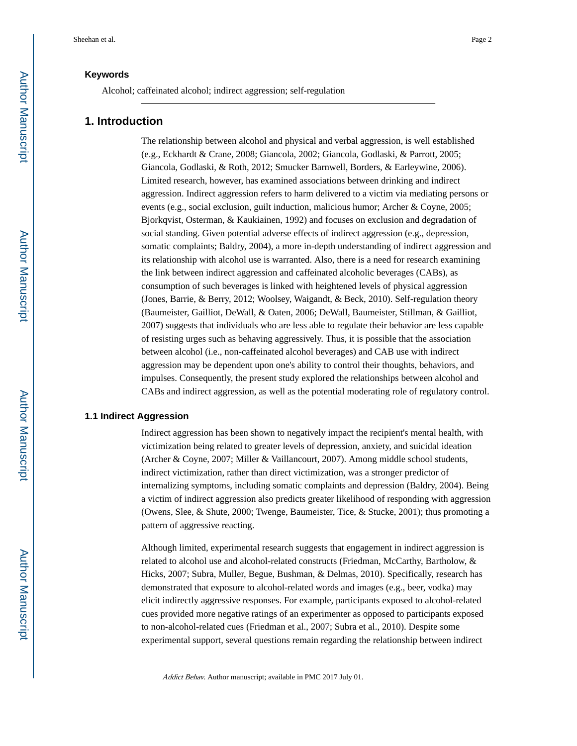### Keywords

Alcohol; caffeinated alcohol; indirect aggression; self-regulation

## 1. Introduction

The relationship between alcohol and physical and verbal aggression, is well established (e.g., Eckhardt & Crane, 2008; Giancola, 2002; Giancola, Godlaski, & Parrott, 2005; Giancola, Godlaski, & Roth, 2012; Smucker Barnwell, Borders, & Earleywine, 2006). Limited research, however, has examined associations between drinking and indirect aggression. Indirect aggression refers to harm delivered to a victim via mediating persons or events (e.g., social exclusion, guilt induction, malicious humor; Archer & Coyne, 2005; Bjorkqvist, Osterman, & Kaukiainen, 1992) and focuses on exclusion and degradation of social standing. Given potential adverse effects of indirect aggression (e.g., depression, somatic complaints; Baldry, 2004), a more in-depth understanding of indirect aggression and its relationship with alcohol use is warranted. Also, there is a need for research examining the link between indirect aggression and caffeinated alcoholic beverages (CABs), as consumption of such beverages is linked with heightened levels of physical aggression (Jones, Barrie, & Berry, 2012; Woolsey, Waigandt, & Beck, 2010). Self-regulation theory (Baumeister, Gailliot, DeWall, & Oaten, 2006; DeWall, Baumeister, Stillman, & Gailliot, 2007) suggests that individuals who are less able to regulate their behavior are less capable of resisting urges such as behaving aggressively. Thus, it is possible that the association between alcohol (i.e., non-caffeinated alcohol beverages) and CAB use with indirect aggression may be dependent upon one's ability to control their thoughts, behaviors, and impulses. Consequently, the present study explored the relationships between alcohol and CABs and indirect aggression, as well as the potential moderating role of regulatory control.

### 1.1 Indirect Aggression

Indirect aggression has been shown to negatively impact the recipient's mental health, with victimization being related to greater levels of depression, anxiety, and suicidal ideation (Archer & Coyne, 2007; Miller & Vaillancourt, 2007). Among middle school students, indirect victimization, rather than direct victimization, was a stronger predictor of internalizing symptoms, including somatic complaints and depression (Baldry, 2004). Being a victim of indirect aggression also predicts greater likelihood of responding with aggression (Owens, Slee, & Shute, 2000; Twenge, Baumeister, Tice, & Stucke, 2001); thus promoting a pattern of aggressive reacting.

Although limited, experimental research suggests that engagement in indirect aggression is related to alcohol use and alcohol-related constructs (Friedman, McCarthy, Bartholow, & Hicks, 2007; Subra, Muller, Begue, Bushman, & Delmas, 2010). Specifically, research has demonstrated that exposure to alcohol-related words and images (e.g., beer, vodka) may elicit indirectly aggressive responses. For example, participants exposed to alcohol-related cues provided more negative ratings of an experimenter as opposed to participants exposed to non-alcohol-related cues (Friedman et al., 2007; Subra et al., 2010). Despite some experimental support, several questions remain regarding the relationship between indirect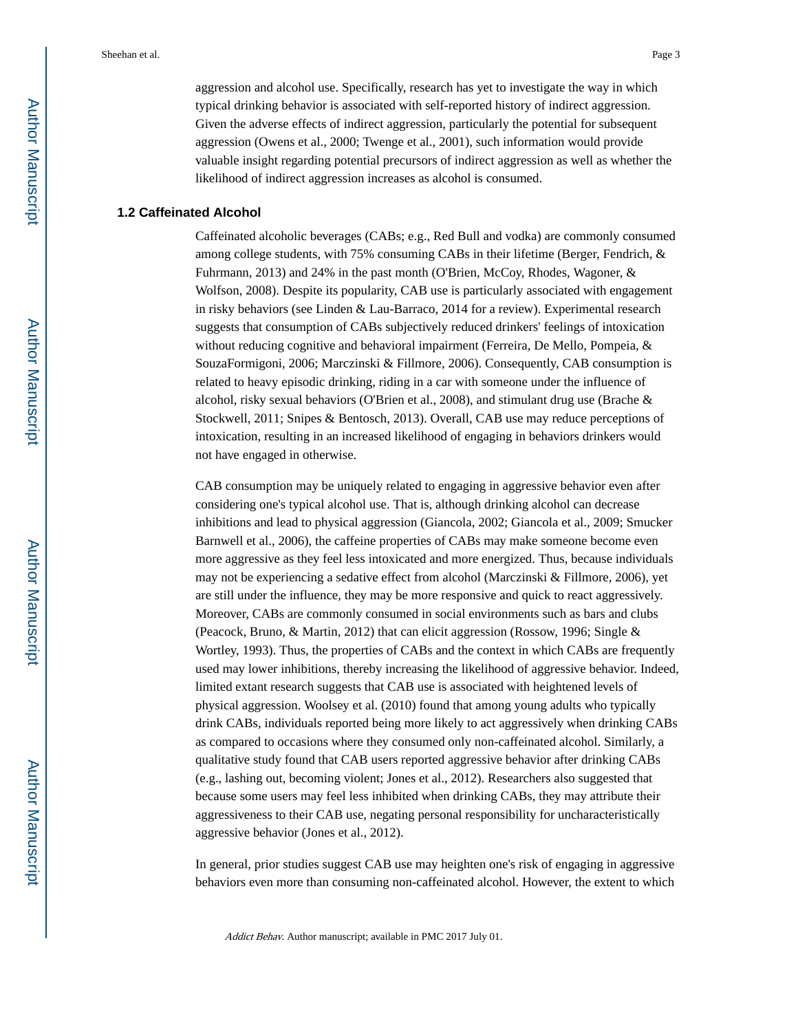aggression and alcohol use. Specifically, research has yet to investigate the way in which typical drinking behavior is associated with self-reported history of indirect aggression. Given the adverse effects of indirect aggression, particularly the potential for subsequent aggression (Owens et al., 2000; Twenge et al., 2001), such information would provide valuable insight regarding potential precursors of indirect aggression as well as whether the likelihood of indirect aggression increases as alcohol is consumed.

### 1.2 Caffeinated Alcohol

Caffeinated alcoholic beverages (CABs; e.g., Red Bull and vodka) are commonly consumed among college students, with 75% consuming CABs in their lifetime (Berger, Fendrich, & Fuhrmann, 2013) and 24% in the past month (O'Brien, McCoy, Rhodes, Wagoner, & Wolfson, 2008). Despite its popularity, CAB use is particularly associated with engagement in risky behaviors (see Linden & Lau-Barraco, 2014 for a review). Experimental research suggests that consumption of CABs subjectively reduced drinkers' feelings of intoxication without reducing cognitive and behavioral impairment (Ferreira, De Mello, Pompeia, & SouzaFormigoni, 2006; Marczinski & Fillmore, 2006). Consequently, CAB consumption is related to heavy episodic drinking, riding in a car with someone under the influence of alcohol, risky sexual behaviors (O'Brien et al., 2008), and stimulant drug use (Brache & Stockwell, 2011; Snipes & Bentosch, 2013). Overall, CAB use may reduce perceptions of intoxication, resulting in an increased likelihood of engaging in behaviors drinkers would not have engaged in otherwise.

CAB consumption may be uniquely related to engaging in aggressive behavior even after considering one's typical alcohol use. That is, although drinking alcohol can decrease inhibitions and lead to physical aggression (Giancola, 2002; Giancola et al., 2009; Smucker Barnwell et al., 2006), the caffeine properties of CABs may make someone become even more aggressive as they feel less intoxicated and more energized. Thus, because individuals may not be experiencing a sedative effect from alcohol (Marczinski & Fillmore, 2006), yet are still under the influence, they may be more responsive and quick to react aggressively. Moreover, CABs are commonly consumed in social environments such as bars and clubs (Peacock, Bruno, & Martin, 2012) that can elicit aggression (Rossow, 1996; Single & Wortley, 1993). Thus, the properties of CABs and the context in which CABs are frequently used may lower inhibitions, thereby increasing the likelihood of aggressive behavior. Indeed, limited extant research suggests that CAB use is associated with heightened levels of physical aggression. Woolsey et al. (2010) found that among young adults who typically drink CABs, individuals reported being more likely to act aggressively when drinking CABs as compared to occasions where they consumed only non-caffeinated alcohol. Similarly, a qualitative study found that CAB users reported aggressive behavior after drinking CABs (e.g., lashing out, becoming violent; Jones et al., 2012). Researchers also suggested that because some users may feel less inhibited when drinking CABs, they may attribute their aggressiveness to their CAB use, negating personal responsibility for uncharacteristically aggressive behavior (Jones et al., 2012).

In general, prior studies suggest CAB use may heighten one's risk of engaging in aggressive behaviors even more than consuming non-caffeinated alcohol. However, the extent to which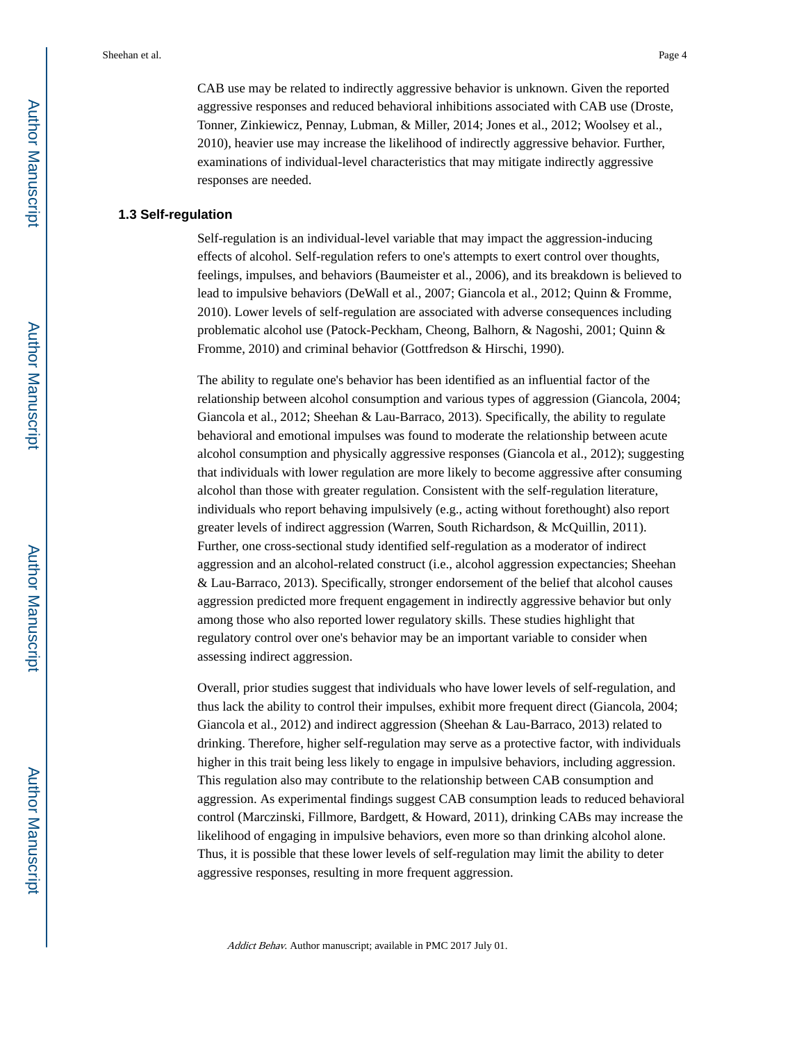CAB use may be related to indirectly aggressive behavior is unknown. Given the reported aggressive responses and reduced behavioral inhibitions associated with CAB use (Droste, Tonner, Zinkiewicz, Pennay, Lubman, & Miller, 2014; Jones et al., 2012; Woolsey et al., 2010), heavier use may increase the likelihood of indirectly aggressive behavior. Further, examinations of individual-level characteristics that may mitigate indirectly aggressive responses are needed.

### 1.3 Self-regulation

Self-regulation is an individual-level variable that may impact the aggression-inducing effects of alcohol. Self-regulation refers to one's attempts to exert control over thoughts, feelings, impulses, and behaviors (Baumeister et al., 2006), and its breakdown is believed to lead to impulsive behaviors (DeWall et al., 2007; Giancola et al., 2012; Quinn & Fromme, 2010). Lower levels of self-regulation are associated with adverse consequences including problematic alcohol use (Patock-Peckham, Cheong, Balhorn, & Nagoshi, 2001; Quinn & Fromme, 2010) and criminal behavior (Gottfredson & Hirschi, 1990).

The ability to regulate one's behavior has been identified as an influential factor of the relationship between alcohol consumption and various types of aggression (Giancola, 2004; Giancola et al., 2012; Sheehan & Lau-Barraco, 2013). Specifically, the ability to regulate behavioral and emotional impulses was found to moderate the relationship between acute alcohol consumption and physically aggressive responses (Giancola et al., 2012); suggesting that individuals with lower regulation are more likely to become aggressive after consuming alcohol than those with greater regulation. Consistent with the self-regulation literature, individuals who report behaving impulsively (e.g., acting without forethought) also report greater levels of indirect aggression (Warren, South Richardson, & McQuillin, 2011). Further, one cross-sectional study identified self-regulation as a moderator of indirect aggression and an alcohol-related construct (i.e., alcohol aggression expectancies; Sheehan & Lau-Barraco, 2013). Specifically, stronger endorsement of the belief that alcohol causes aggression predicted more frequent engagement in indirectly aggressive behavior but only among those who also reported lower regulatory skills. These studies highlight that regulatory control over one's behavior may be an important variable to consider when assessing indirect aggression.

Overall, prior studies suggest that individuals who have lower levels of self-regulation, and thus lack the ability to control their impulses, exhibit more frequent direct (Giancola, 2004; Giancola et al., 2012) and indirect aggression (Sheehan & Lau-Barraco, 2013) related to drinking. Therefore, higher self-regulation may serve as a protective factor, with individuals higher in this trait being less likely to engage in impulsive behaviors, including aggression. This regulation also may contribute to the relationship between CAB consumption and aggression. As experimental findings suggest CAB consumption leads to reduced behavioral control (Marczinski, Fillmore, Bardgett, & Howard, 2011), drinking CABs may increase the likelihood of engaging in impulsive behaviors, even more so than drinking alcohol alone. Thus, it is possible that these lower levels of self-regulation may limit the ability to deter aggressive responses, resulting in more frequent aggression.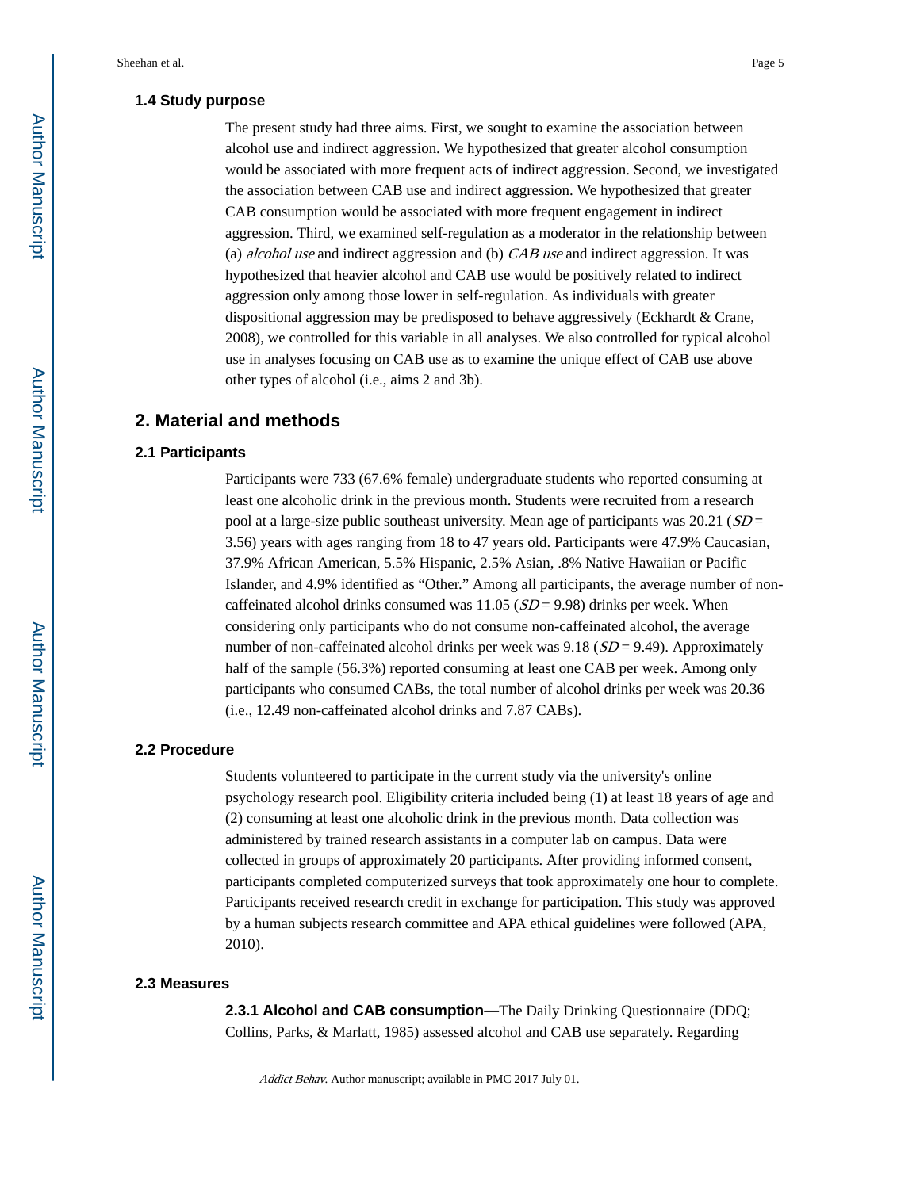### 1.4 Study purpose

The present study had three aims. First, we sought to examine the association between alcohol use and indirect aggression. We hypothesized that greater alcohol consumption would be associated with more frequent acts of indirect aggression. Second, we investigated the association between CAB use and indirect aggression. We hypothesized that greater CAB consumption would be associated with more frequent engagement in indirect aggression. Third, we examined self-regulation as a moderator in the relationship between (a) *alcohol use* and indirect aggression and (b) *CAB use* and indirect aggression. It was hypothesized that heavier alcohol and CAB use would be positively related to indirect aggression only among those lower in self-regulation. As individuals with greater dispositional aggression may be predisposed to behave aggressively (Eckhardt & Crane, 2008), we controlled for this variable in all analyses. We also controlled for typical alcohol use in analyses focusing on CAB use as to examine the unique effect of CAB use above other types of alcohol (i.e., aims 2 and 3b).

## 2. Material and methods

### 2.1 Participants

Participants were 733 (67.6% female) undergraduate students who reported consuming at least one alcoholic drink in the previous month. Students were recruited from a research pool at a large-size public southeast university. Mean age of participants was 20.21 (*SD* = 3.56) years with ages ranging from 18 to 47 years old. Participants were 47.9% Caucasian, 37.9% African American, 5.5% Hispanic, 2.5% Asian, .8% Native Hawaiian or Pacific Islander, and 4.9% identified as "Other." Among all participants, the average number of non-caffeinated alcohol drinks consumed was 11.05 (*SD* = 9.98) drinks per week. When considering only participants who do not consume non-caffeinated alcohol, the average number of non-caffeinated alcohol drinks per week was 9.18 (*SD* = 9.49). Approximately half of the sample (56.3%) reported consuming at least one CAB per week. Among only participants who consumed CABs, the total number of alcohol drinks per week was 20.36 (i.e., 12.49 non-caffeinated alcohol drinks and 7.87 CABs).

### 2.2 Procedure

Students volunteered to participate in the current study via the university's online psychology research pool. Eligibility criteria included being (1) at least 18 years of age and (2) consuming at least one alcoholic drink in the previous month. Data collection was administered by trained research assistants in a computer lab on campus. Data were collected in groups of approximately 20 participants. After providing informed consent, participants completed computerized surveys that took approximately one hour to complete. Participants received research credit in exchange for participation. This study was approved by a human subjects research committee and APA ethical guidelines were followed (APA, 2010).

### 2.3 Measures

**2.3.1 Alcohol and CAB consumption—**The Daily Drinking Questionnaire (DDQ; Collins, Parks, & Marlatt, 1985) assessed alcohol and CAB use separately. Regarding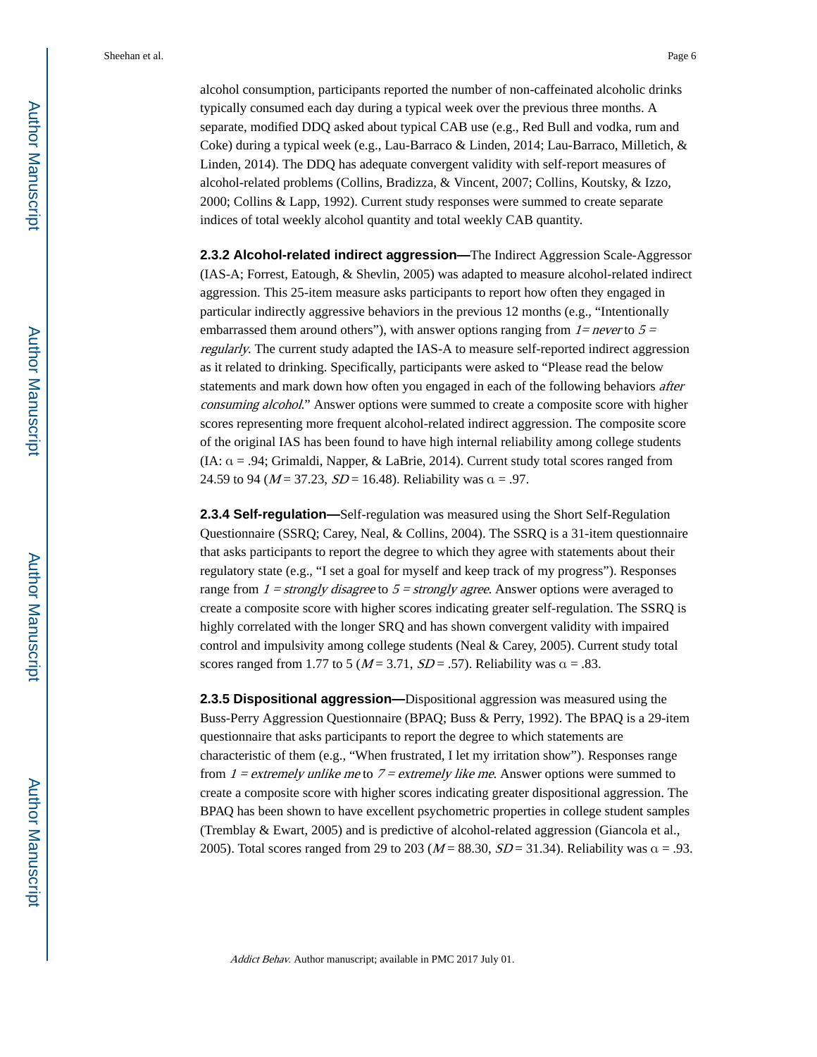alcohol consumption, participants reported the number of non-caffeinated alcoholic drinks typically consumed each day during a typical week over the previous three months. A separate, modified DDQ asked about typical CAB use (e.g., Red Bull and vodka, rum and Coke) during a typical week (e.g., Lau-Barraco & Linden, 2014; Lau-Barraco, Milletich, & Linden, 2014). The DDQ has adequate convergent validity with self-report measures of alcohol-related problems (Collins, Bradizza, & Vincent, 2007; Collins, Koutsky, & Izzo, 2000; Collins & Lapp, 1992). Current study responses were summed to create separate indices of total weekly alcohol quantity and total weekly CAB quantity.

**2.3.2 Alcohol-related indirect aggression—**The Indirect Aggression Scale-Aggressor (IAS-A; Forrest, Eatough, & Shevlin, 2005) was adapted to measure alcohol-related indirect aggression. This 25-item measure asks participants to report how often they engaged in particular indirectly aggressive behaviors in the previous 12 months (e.g., "Intentionally embarrassed them around others"), with answer options ranging from *1= never* to *5 = regularly*. The current study adapted the IAS-A to measure self-reported indirect aggression as it related to drinking. Specifically, participants were asked to "Please read the below statements and mark down how often you engaged in each of the following behaviors *after consuming alcohol*." Answer options were summed to create a composite score with higher scores representing more frequent alcohol-related indirect aggression. The composite score of the original IAS has been found to have high internal reliability among college students (IA: $\alpha = .94$; Grimaldi, Napper, & LaBrie, 2014). Current study total scores ranged from 24.59 to 94 ($M = 37.23$, $SD = 16.48$). Reliability was $\alpha = .97$.

**2.3.4 Self-regulation—**Self-regulation was measured using the Short Self-Regulation Questionnaire (SSRQ; Carey, Neal, & Collins, 2004). The SSRQ is a 31-item questionnaire that asks participants to report the degree to which they agree with statements about their regulatory state (e.g., "I set a goal for myself and keep track of my progress"). Responses range from *1 = strongly disagree* to *5 = strongly agree*. Answer options were averaged to create a composite score with higher scores indicating greater self-regulation. The SSRQ is highly correlated with the longer SRQ and has shown convergent validity with impaired control and impulsivity among college students (Neal & Carey, 2005). Current study total scores ranged from 1.77 to 5 ($M = 3.71$, $SD = .57$). Reliability was $\alpha = .83$.

**2.3.5 Dispositional aggression—**Dispositional aggression was measured using the Buss-Perry Aggression Questionnaire (BPAQ; Buss & Perry, 1992). The BPAQ is a 29-item questionnaire that asks participants to report the degree to which statements are characteristic of them (e.g., "When frustrated, I let my irritation show"). Responses range from *1 = extremely unlike me* to *7 = extremely like me*. Answer options were summed to create a composite score with higher scores indicating greater dispositional aggression. The BPAQ has been shown to have excellent psychometric properties in college student samples (Tremblay & Ewart, 2005) and is predictive of alcohol-related aggression (Giancola et al., 2005). Total scores ranged from 29 to 203 ($M = 88.30$, $SD = 31.34$). Reliability was $\alpha = .93$.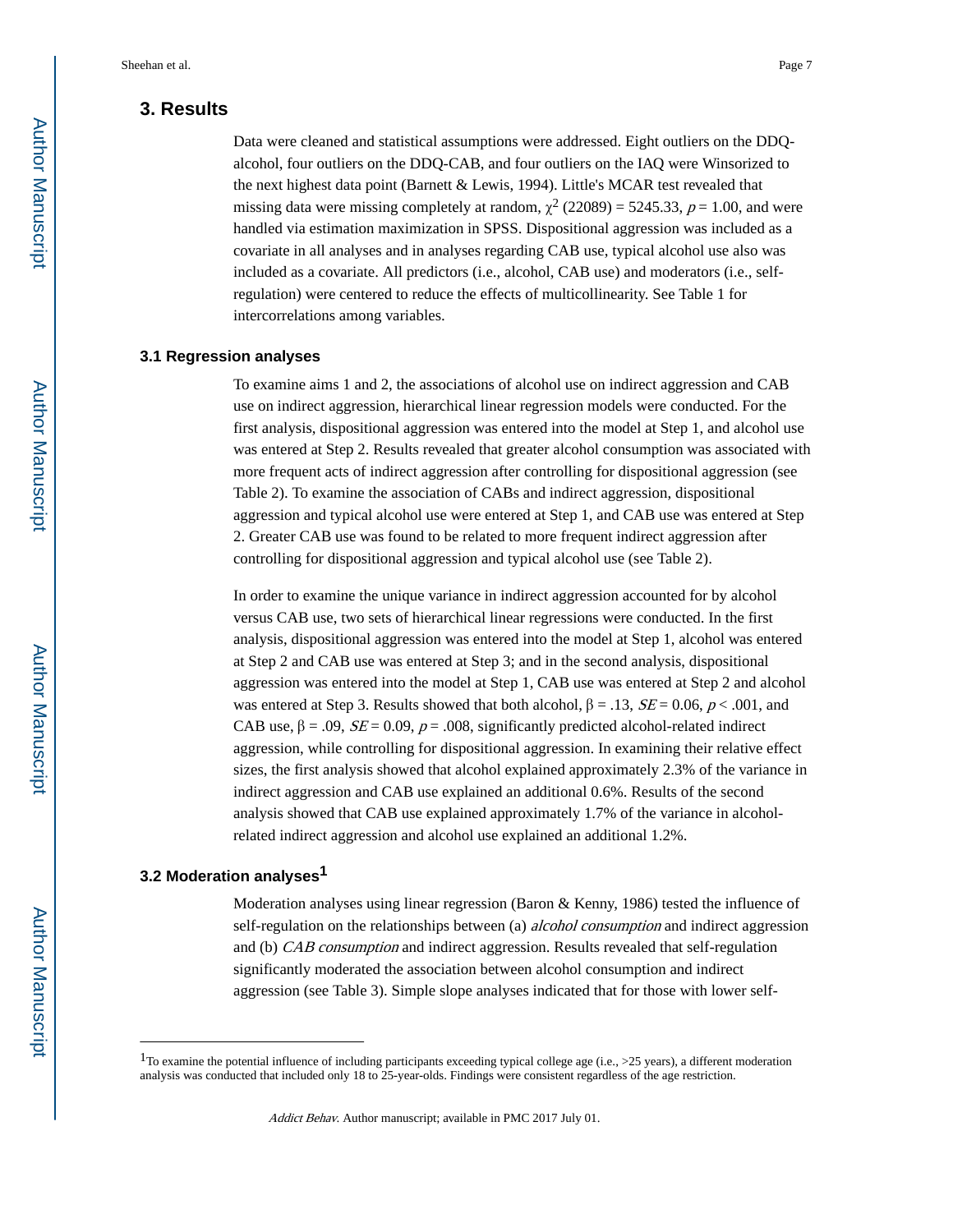## 3. Results

Data were cleaned and statistical assumptions were addressed. Eight outliers on the DDQ-alcohol, four outliers on the DDQ-CAB, and four outliers on the IAQ were Winsorized to the next highest data point (Barnett & Lewis, 1994). Little's MCAR test revealed that missing data were missing completely at random, $\chi^2$ (22089) = 5245.33, $p = 1.00$, and were handled via estimation maximization in SPSS. Dispositional aggression was included as a covariate in all analyses and in analyses regarding CAB use, typical alcohol use also was included as a covariate. All predictors (i.e., alcohol, CAB use) and moderators (i.e., self-regulation) were centered to reduce the effects of multicollinearity. See Table 1 for intercorrelations among variables.

### 3.1 Regression analyses

To examine aims 1 and 2, the associations of alcohol use on indirect aggression and CAB use on indirect aggression, hierarchical linear regression models were conducted. For the first analysis, dispositional aggression was entered into the model at Step 1, and alcohol use was entered at Step 2. Results revealed that greater alcohol consumption was associated with more frequent acts of indirect aggression after controlling for dispositional aggression (see Table 2). To examine the association of CABs and indirect aggression, dispositional aggression and typical alcohol use were entered at Step 1, and CAB use was entered at Step 2. Greater CAB use was found to be related to more frequent indirect aggression after controlling for dispositional aggression and typical alcohol use (see Table 2).

In order to examine the unique variance in indirect aggression accounted for by alcohol versus CAB use, two sets of hierarchical linear regressions were conducted. In the first analysis, dispositional aggression was entered into the model at Step 1, alcohol was entered at Step 2 and CAB use was entered at Step 3; and in the second analysis, dispositional aggression was entered into the model at Step 1, CAB use was entered at Step 2 and alcohol was entered at Step 3. Results showed that both alcohol, $\beta = .13$, $SE = 0.06$, $p < .001$, and CAB use, $\beta = .09$, $SE = 0.09$, $p = .008$, significantly predicted alcohol-related indirect aggression, while controlling for dispositional aggression. In examining their relative effect sizes, the first analysis showed that alcohol explained approximately 2.3% of the variance in indirect aggression and CAB use explained an additional 0.6%. Results of the second analysis showed that CAB use explained approximately 1.7% of the variance in alcohol-related indirect aggression and alcohol use explained an additional 1.2%.

### 3.2 Moderation analyses[1]

Moderation analyses using linear regression (Baron & Kenny, 1986) tested the influence of self-regulation on the relationships between (a) *alcohol consumption* and indirect aggression and (b) *CAB consumption* and indirect aggression. Results revealed that self-regulation significantly moderated the association between alcohol consumption and indirect aggression (see Table 3). Simple slope analyses indicated that for those with lower self-

---

[1]To examine the potential influence of including participants exceeding typical college age (i.e., >25 years), a different moderation analysis was conducted that included only 18 to 25-year-olds. Findings were consistent regardless of the age restriction.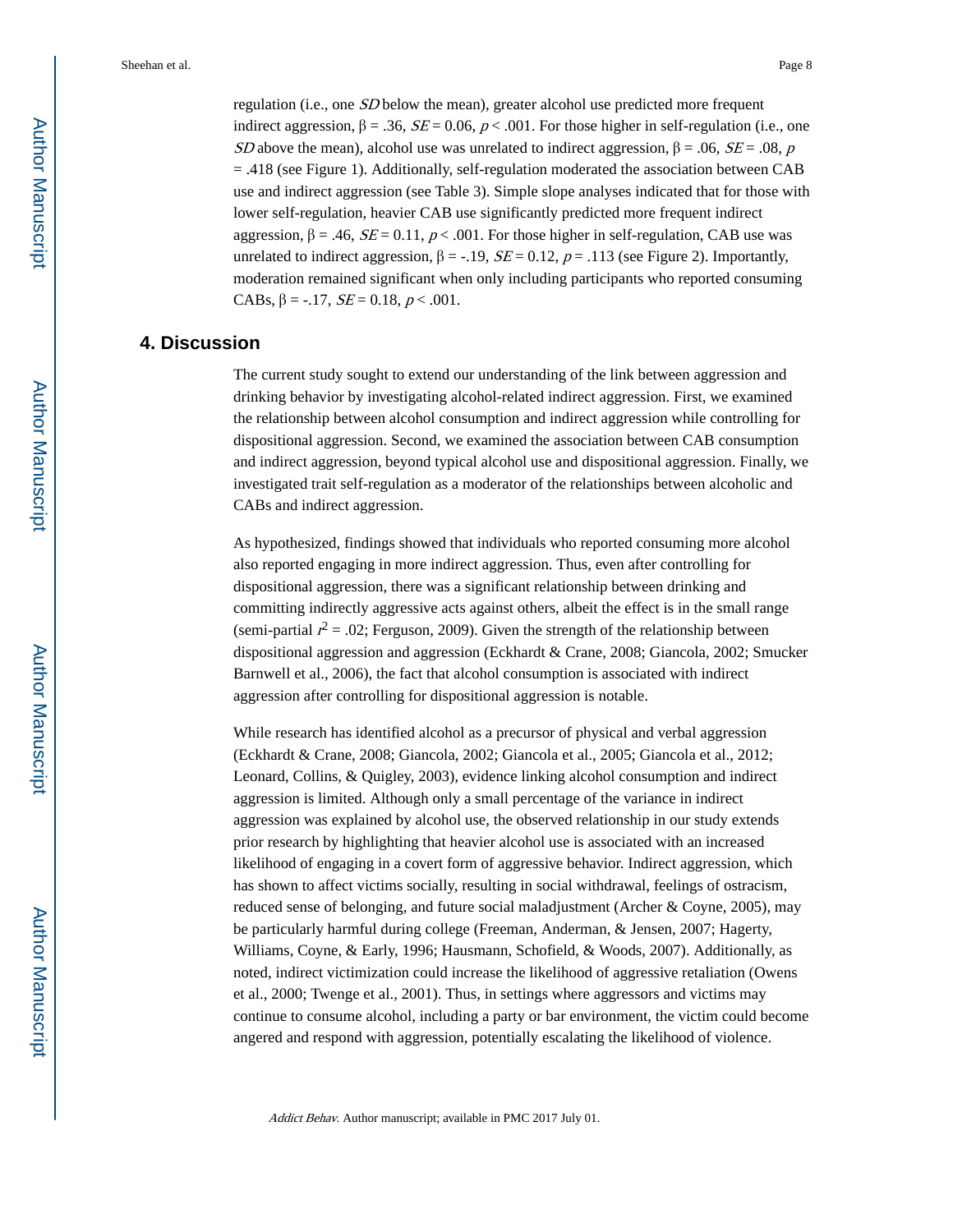regulation (i.e., one *SD* below the mean), greater alcohol use predicted more frequent indirect aggression, $\beta = .36$, $SE = 0.06$, $p < .001$. For those higher in self-regulation (i.e., one *SD* above the mean), alcohol use was unrelated to indirect aggression, $\beta = .06$, $SE = .08$, $p = .418$ (see Figure 1). Additionally, self-regulation moderated the association between CAB use and indirect aggression (see Table 3). Simple slope analyses indicated that for those with lower self-regulation, heavier CAB use significantly predicted more frequent indirect aggression, $\beta = .46$, $SE = 0.11$, $p < .001$. For those higher in self-regulation, CAB use was unrelated to indirect aggression, $\beta = -.19$, $SE = 0.12$, $p = .113$ (see Figure 2). Importantly, moderation remained significant when only including participants who reported consuming CABs, $\beta = -.17$, $SE = 0.18$, $p < .001$.

## 4. Discussion

The current study sought to extend our understanding of the link between aggression and drinking behavior by investigating alcohol-related indirect aggression. First, we examined the relationship between alcohol consumption and indirect aggression while controlling for dispositional aggression. Second, we examined the association between CAB consumption and indirect aggression, beyond typical alcohol use and dispositional aggression. Finally, we investigated trait self-regulation as a moderator of the relationships between alcoholic and CABs and indirect aggression.

As hypothesized, findings showed that individuals who reported consuming more alcohol also reported engaging in more indirect aggression. Thus, even after controlling for dispositional aggression, there was a significant relationship between drinking and committing indirectly aggressive acts against others, albeit the effect is in the small range (semi-partial $r^2 = .02$; Ferguson, 2009). Given the strength of the relationship between dispositional aggression and aggression (Eckhardt & Crane, 2008; Giancola, 2002; Smucker Barnwell et al., 2006), the fact that alcohol consumption is associated with indirect aggression after controlling for dispositional aggression is notable.

While research has identified alcohol as a precursor of physical and verbal aggression (Eckhardt & Crane, 2008; Giancola, 2002; Giancola et al., 2005; Giancola et al., 2012; Leonard, Collins, & Quigley, 2003), evidence linking alcohol consumption and indirect aggression is limited. Although only a small percentage of the variance in indirect aggression was explained by alcohol use, the observed relationship in our study extends prior research by highlighting that heavier alcohol use is associated with an increased likelihood of engaging in a covert form of aggressive behavior. Indirect aggression, which has shown to affect victims socially, resulting in social withdrawal, feelings of ostracism, reduced sense of belonging, and future social maladjustment (Archer & Coyne, 2005), may be particularly harmful during college (Freeman, Anderman, & Jensen, 2007; Hagerty, Williams, Coyne, & Early, 1996; Hausmann, Schofield, & Woods, 2007). Additionally, as noted, indirect victimization could increase the likelihood of aggressive retaliation (Owens et al., 2000; Twenge et al., 2001). Thus, in settings where aggressors and victims may continue to consume alcohol, including a party or bar environment, the victim could become angered and respond with aggression, potentially escalating the likelihood of violence.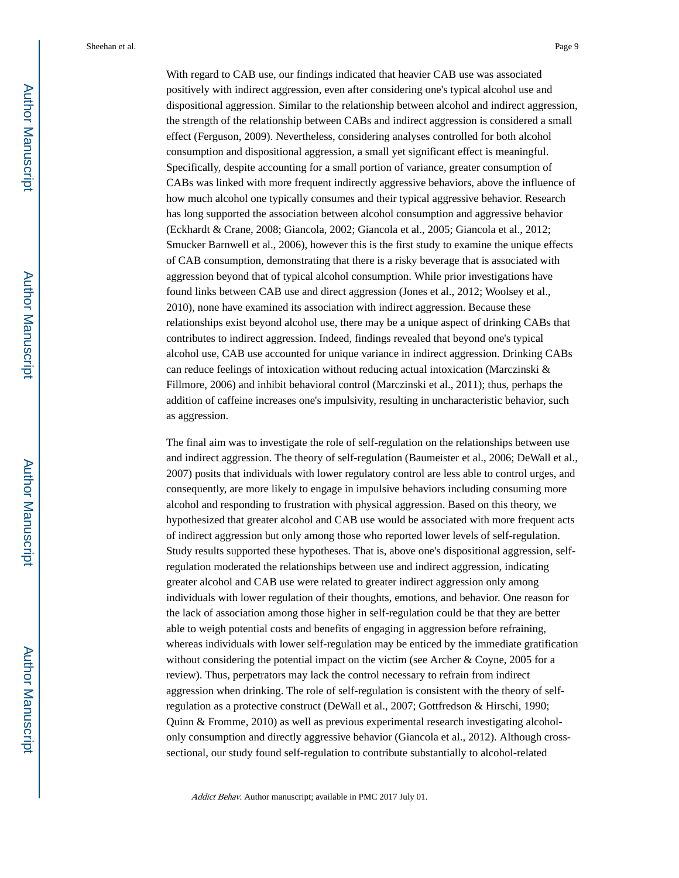With regard to CAB use, our findings indicated that heavier CAB use was associated positively with indirect aggression, even after considering one's typical alcohol use and dispositional aggression. Similar to the relationship between alcohol and indirect aggression, the strength of the relationship between CABs and indirect aggression is considered a small effect (Ferguson, 2009). Nevertheless, considering analyses controlled for both alcohol consumption and dispositional aggression, a small yet significant effect is meaningful. Specifically, despite accounting for a small portion of variance, greater consumption of CABs was linked with more frequent indirectly aggressive behaviors, above the influence of how much alcohol one typically consumes and their typical aggressive behavior. Research has long supported the association between alcohol consumption and aggressive behavior (Eckhardt & Crane, 2008; Giancola, 2002; Giancola et al., 2005; Giancola et al., 2012; Smucker Barnwell et al., 2006), however this is the first study to examine the unique effects of CAB consumption, demonstrating that there is a risky beverage that is associated with aggression beyond that of typical alcohol consumption. While prior investigations have found links between CAB use and direct aggression (Jones et al., 2012; Woolsey et al., 2010), none have examined its association with indirect aggression. Because these relationships exist beyond alcohol use, there may be a unique aspect of drinking CABs that contributes to indirect aggression. Indeed, findings revealed that beyond one's typical alcohol use, CAB use accounted for unique variance in indirect aggression. Drinking CABs can reduce feelings of intoxication without reducing actual intoxication (Marczinski & Fillmore, 2006) and inhibit behavioral control (Marczinski et al., 2011); thus, perhaps the addition of caffeine increases one's impulsivity, resulting in uncharacteristic behavior, such as aggression.

The final aim was to investigate the role of self-regulation on the relationships between use and indirect aggression. The theory of self-regulation (Baumeister et al., 2006; DeWall et al., 2007) posits that individuals with lower regulatory control are less able to control urges, and consequently, are more likely to engage in impulsive behaviors including consuming more alcohol and responding to frustration with physical aggression. Based on this theory, we hypothesized that greater alcohol and CAB use would be associated with more frequent acts of indirect aggression but only among those who reported lower levels of self-regulation. Study results supported these hypotheses. That is, above one's dispositional aggression, self-regulation moderated the relationships between use and indirect aggression, indicating greater alcohol and CAB use were related to greater indirect aggression only among individuals with lower regulation of their thoughts, emotions, and behavior. One reason for the lack of association among those higher in self-regulation could be that they are better able to weigh potential costs and benefits of engaging in aggression before refraining, whereas individuals with lower self-regulation may be enticed by the immediate gratification without considering the potential impact on the victim (see Archer & Coyne, 2005 for a review). Thus, perpetrators may lack the control necessary to refrain from indirect aggression when drinking. The role of self-regulation is consistent with the theory of self-regulation as a protective construct (DeWall et al., 2007; Gottfredson & Hirschi, 1990; Quinn & Fromme, 2010) as well as previous experimental research investigating alcohol-only consumption and directly aggressive behavior (Giancola et al., 2012). Although cross-sectional, our study found self-regulation to contribute substantially to alcohol-related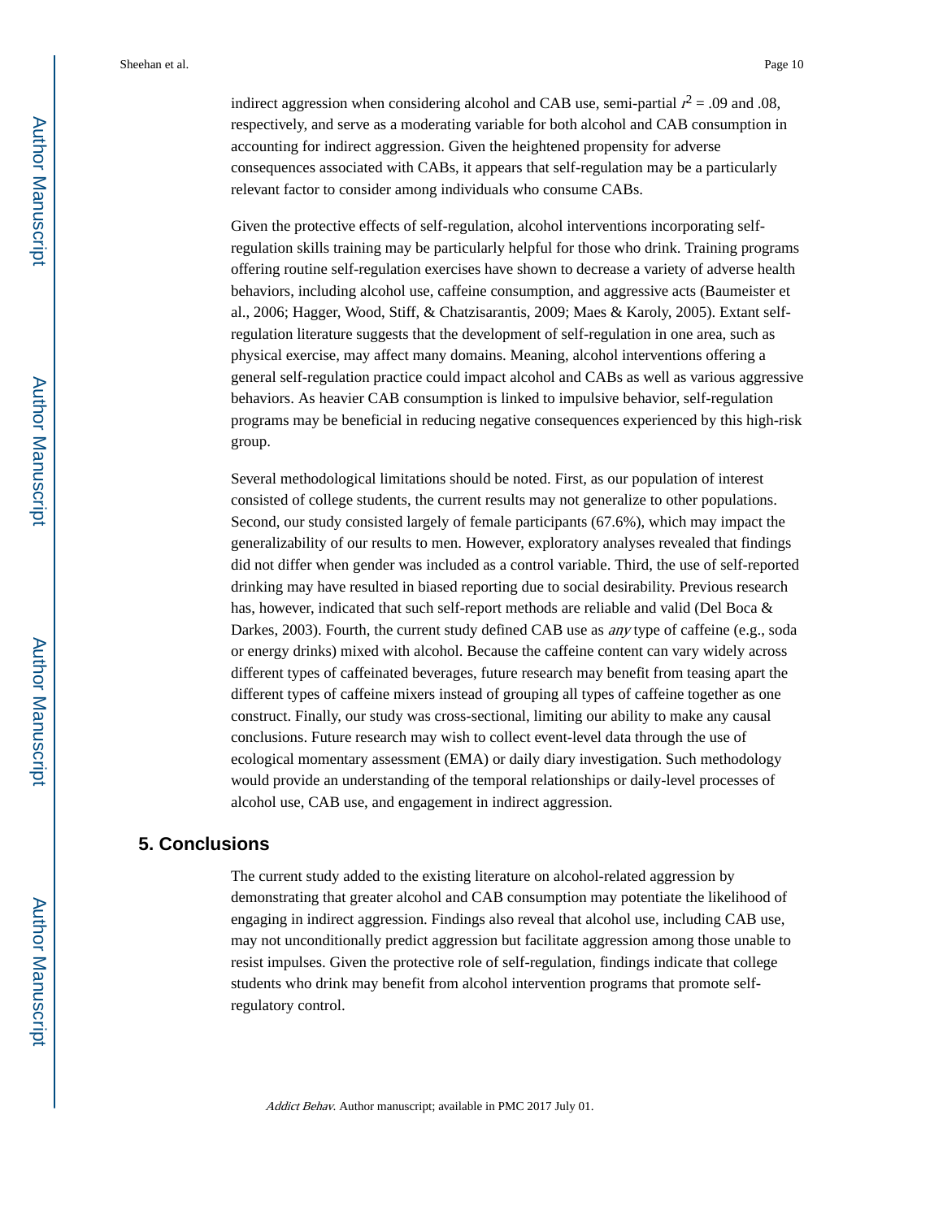indirect aggression when considering alcohol and CAB use, semi-partial $r^2 = .09$ and .08, respectively, and serve as a moderating variable for both alcohol and CAB consumption in accounting for indirect aggression. Given the heightened propensity for adverse consequences associated with CABs, it appears that self-regulation may be a particularly relevant factor to consider among individuals who consume CABs.

Given the protective effects of self-regulation, alcohol interventions incorporating self-regulation skills training may be particularly helpful for those who drink. Training programs offering routine self-regulation exercises have shown to decrease a variety of adverse health behaviors, including alcohol use, caffeine consumption, and aggressive acts (Baumeister et al., 2006; Hagger, Wood, Stiff, & Chatzisarantis, 2009; Maes & Karoly, 2005). Extant self-regulation literature suggests that the development of self-regulation in one area, such as physical exercise, may affect many domains. Meaning, alcohol interventions offering a general self-regulation practice could impact alcohol and CABs as well as various aggressive behaviors. As heavier CAB consumption is linked to impulsive behavior, self-regulation programs may be beneficial in reducing negative consequences experienced by this high-risk group.

Several methodological limitations should be noted. First, as our population of interest consisted of college students, the current results may not generalize to other populations. Second, our study consisted largely of female participants (67.6%), which may impact the generalizability of our results to men. However, exploratory analyses revealed that findings did not differ when gender was included as a control variable. Third, the use of self-reported drinking may have resulted in biased reporting due to social desirability. Previous research has, however, indicated that such self-report methods are reliable and valid (Del Boca & Darkes, 2003). Fourth, the current study defined CAB use as *any* type of caffeine (e.g., soda or energy drinks) mixed with alcohol. Because the caffeine content can vary widely across different types of caffeinated beverages, future research may benefit from teasing apart the different types of caffeine mixers instead of grouping all types of caffeine together as one construct. Finally, our study was cross-sectional, limiting our ability to make any causal conclusions. Future research may wish to collect event-level data through the use of ecological momentary assessment (EMA) or daily diary investigation. Such methodology would provide an understanding of the temporal relationships or daily-level processes of alcohol use, CAB use, and engagement in indirect aggression.

## 5. Conclusions

The current study added to the existing literature on alcohol-related aggression by demonstrating that greater alcohol and CAB consumption may potentiate the likelihood of engaging in indirect aggression. Findings also reveal that alcohol use, including CAB use, may not unconditionally predict aggression but facilitate aggression among those unable to resist impulses. Given the protective role of self-regulation, findings indicate that college students who drink may benefit from alcohol intervention programs that promote self-regulatory control.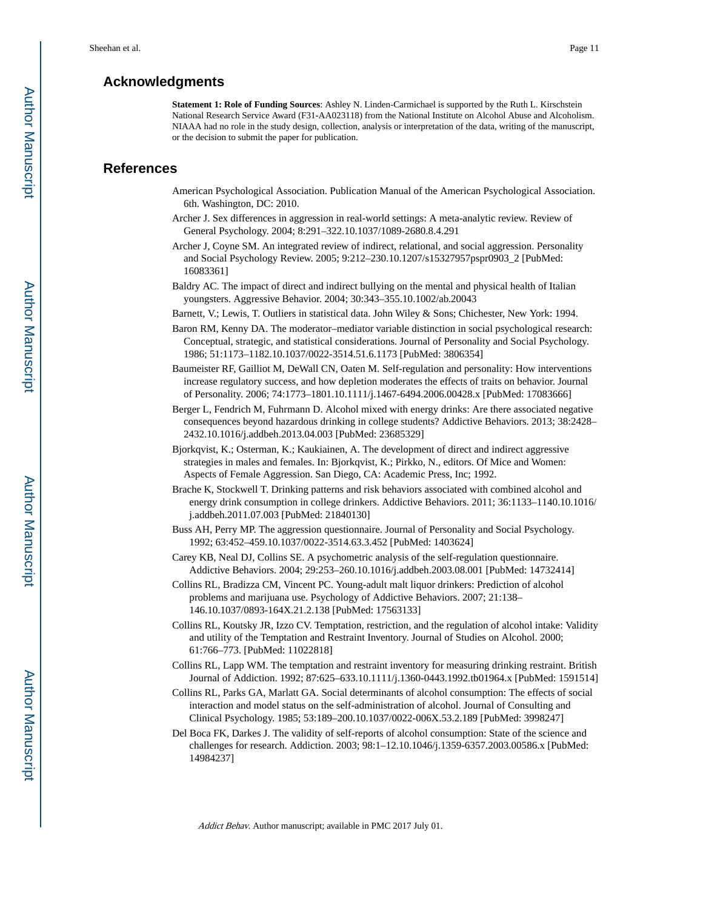## Acknowledgments

**Statement 1: Role of Funding Sources**: Ashley N. Linden-Carmichael is supported by the Ruth L. Kirschstein National Research Service Award (F31-AA023118) from the National Institute on Alcohol Abuse and Alcoholism. NIAAA had no role in the study design, collection, analysis or interpretation of the data, writing of the manuscript, or the decision to submit the paper for publication.

## References

American Psychological Association. Publication Manual of the American Psychological Association. 6th. Washington, DC: 2010.

Archer J. Sex differences in aggression in real-world settings: A meta-analytic review. Review of General Psychology. 2004; 8:291–322.10.1037/1089-2680.8.4.291

Archer J, Coyne SM. An integrated review of indirect, relational, and social aggression. Personality and Social Psychology Review. 2005; 9:212–230.10.1207/s15327957pspr0903_2 [PubMed: 16083361]

Baldry AC. The impact of direct and indirect bullying on the mental and physical health of Italian youngsters. Aggressive Behavior. 2004; 30:343–355.10.1002/ab.20043

Barnett, V.; Lewis, T. Outliers in statistical data. John Wiley & Sons; Chichester, New York: 1994.

Baron RM, Kenny DA. The moderator–mediator variable distinction in social psychological research: Conceptual, strategic, and statistical considerations. Journal of Personality and Social Psychology. 1986; 51:1173–1182.10.1037/0022-3514.51.6.1173 [PubMed: 3806354]

Baumeister RF, Gailliot M, DeWall CN, Oaten M. Self-regulation and personality: How interventions increase regulatory success, and how depletion moderates the effects of traits on behavior. Journal of Personality. 2006; 74:1773–1801.10.1111/j.1467-6494.2006.00428.x [PubMed: 17083666]

Berger L, Fendrich M, Fuhrmann D. Alcohol mixed with energy drinks: Are there associated negative consequences beyond hazardous drinking in college students? Addictive Behaviors. 2013; 38:2428–2432.10.1016/j.addbeh.2013.04.003 [PubMed: 23685329]

Bjorkqvist, K.; Osterman, K.; Kaukiainen, A. The development of direct and indirect aggressive strategies in males and females. In: Bjorkqvist, K.; Pirkko, N., editors. Of Mice and Women: Aspects of Female Aggression. San Diego, CA: Academic Press, Inc; 1992.

Brache K, Stockwell T. Drinking patterns and risk behaviors associated with combined alcohol and energy drink consumption in college drinkers. Addictive Behaviors. 2011; 36:1133–1140.10.1016/j.addbeh.2011.07.003 [PubMed: 21840130]

Buss AH, Perry MP. The aggression questionnaire. Journal of Personality and Social Psychology. 1992; 63:452–459.10.1037/0022-3514.63.3.452 [PubMed: 1403624]

Carey KB, Neal DJ, Collins SE. A psychometric analysis of the self-regulation questionnaire. Addictive Behaviors. 2004; 29:253–260.10.1016/j.addbeh.2003.08.001 [PubMed: 14732414]

Collins RL, Bradizza CM, Vincent PC. Young-adult malt liquor drinkers: Prediction of alcohol problems and marijuana use. Psychology of Addictive Behaviors. 2007; 21:138–146.10.1037/0893-164X.21.2.138 [PubMed: 17563133]

Collins RL, Koutsky JR, Izzo CV. Temptation, restriction, and the regulation of alcohol intake: Validity and utility of the Temptation and Restraint Inventory. Journal of Studies on Alcohol. 2000; 61:766–773. [PubMed: 11022818]

Collins RL, Lapp WM. The temptation and restraint inventory for measuring drinking restraint. British Journal of Addiction. 1992; 87:625–633.10.1111/j.1360-0443.1992.tb01964.x [PubMed: 1591514]

Collins RL, Parks GA, Marlatt GA. Social determinants of alcohol consumption: The effects of social interaction and model status on the self-administration of alcohol. Journal of Consulting and Clinical Psychology. 1985; 53:189–200.10.1037/0022-006X.53.2.189 [PubMed: 3998247]

Del Boca FK, Darkes J. The validity of self-reports of alcohol consumption: State of the science and challenges for research. Addiction. 2003; 98:1–12.10.1046/j.1359-6357.2003.00586.x [PubMed: 14984237]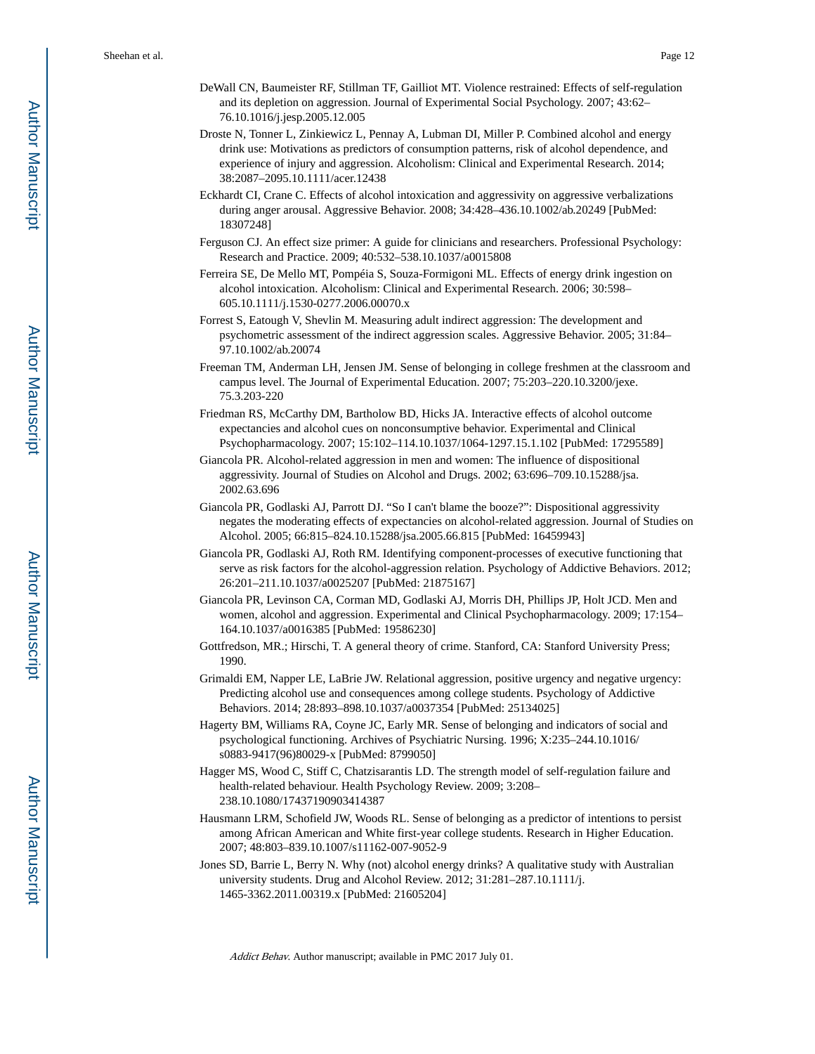DeWall CN, Baumeister RF, Stillman TF, Gailliot MT. Violence restrained: Effects of self-regulation and its depletion on aggression. Journal of Experimental Social Psychology. 2007; 43:62–76.10.1016/j.jesp.2005.12.005

Droste N, Tonner L, Zinkiewicz L, Pennay A, Lubman DI, Miller P. Combined alcohol and energy drink use: Motivations as predictors of consumption patterns, risk of alcohol dependence, and experience of injury and aggression. Alcoholism: Clinical and Experimental Research. 2014; 38:2087–2095.10.1111/acer.12438

Eckhardt CI, Crane C. Effects of alcohol intoxication and aggressivity on aggressive verbalizations during anger arousal. Aggressive Behavior. 2008; 34:428–436.10.1002/ab.20249 [PubMed: 18307248]

Ferguson CJ. An effect size primer: A guide for clinicians and researchers. Professional Psychology: Research and Practice. 2009; 40:532–538.10.1037/a0015808

Ferreira SE, De Mello MT, Pompéia S, Souza-Formigoni ML. Effects of energy drink ingestion on alcohol intoxication. Alcoholism: Clinical and Experimental Research. 2006; 30:598–605.10.1111/j.1530-0277.2006.00070.x

Forrest S, Eatough V, Shevlin M. Measuring adult indirect aggression: The development and psychometric assessment of the indirect aggression scales. Aggressive Behavior. 2005; 31:84–97.10.1002/ab.20074

Freeman TM, Anderman LH, Jensen JM. Sense of belonging in college freshmen at the classroom and campus level. The Journal of Experimental Education. 2007; 75:203–220.10.3200/jexe.75.3.203-220

Friedman RS, McCarthy DM, Bartholow BD, Hicks JA. Interactive effects of alcohol outcome expectancies and alcohol cues on nonconsumptive behavior. Experimental and Clinical Psychopharmacology. 2007; 15:102–114.10.1037/1064-1297.15.1.102 [PubMed: 17295589]

Giancola PR. Alcohol-related aggression in men and women: The influence of dispositional aggressivity. Journal of Studies on Alcohol and Drugs. 2002; 63:696–709.10.15288/jsa.2002.63.696

Giancola PR, Godlaski AJ, Parrott DJ. "So I can't blame the booze?": Dispositional aggressivity negates the moderating effects of expectancies on alcohol-related aggression. Journal of Studies on Alcohol. 2005; 66:815–824.10.15288/jsa.2005.66.815 [PubMed: 16459943]

Giancola PR, Godlaski AJ, Roth RM. Identifying component-processes of executive functioning that serve as risk factors for the alcohol-aggression relation. Psychology of Addictive Behaviors. 2012; 26:201–211.10.1037/a0025207 [PubMed: 21875167]

Giancola PR, Levinson CA, Corman MD, Godlaski AJ, Morris DH, Phillips JP, Holt JCD. Men and women, alcohol and aggression. Experimental and Clinical Psychopharmacology. 2009; 17:154–164.10.1037/a0016385 [PubMed: 19586230]

Gottfredson, MR.; Hirschi, T. A general theory of crime. Stanford, CA: Stanford University Press; 1990.

Grimaldi EM, Napper LE, LaBrie JW. Relational aggression, positive urgency and negative urgency: Predicting alcohol use and consequences among college students. Psychology of Addictive Behaviors. 2014; 28:893–898.10.1037/a0037354 [PubMed: 25134025]

Hagerty BM, Williams RA, Coyne JC, Early MR. Sense of belonging and indicators of social and psychological functioning. Archives of Psychiatric Nursing. 1996; X:235–244.10.1016/s0883-9417(96)80029-x [PubMed: 8799050]

Hagger MS, Wood C, Stiff C, Chatzisarantis LD. The strength model of self-regulation failure and health-related behaviour. Health Psychology Review. 2009; 3:208–238.10.1080/17437190903414387

Hausmann LRM, Schofield JW, Woods RL. Sense of belonging as a predictor of intentions to persist among African American and White first-year college students. Research in Higher Education. 2007; 48:803–839.10.1007/s11162-007-9052-9

Jones SD, Barrie L, Berry N. Why (not) alcohol energy drinks? A qualitative study with Australian university students. Drug and Alcohol Review. 2012; 31:281–287.10.1111/j.1465-3362.2011.00319.x [PubMed: 21605204]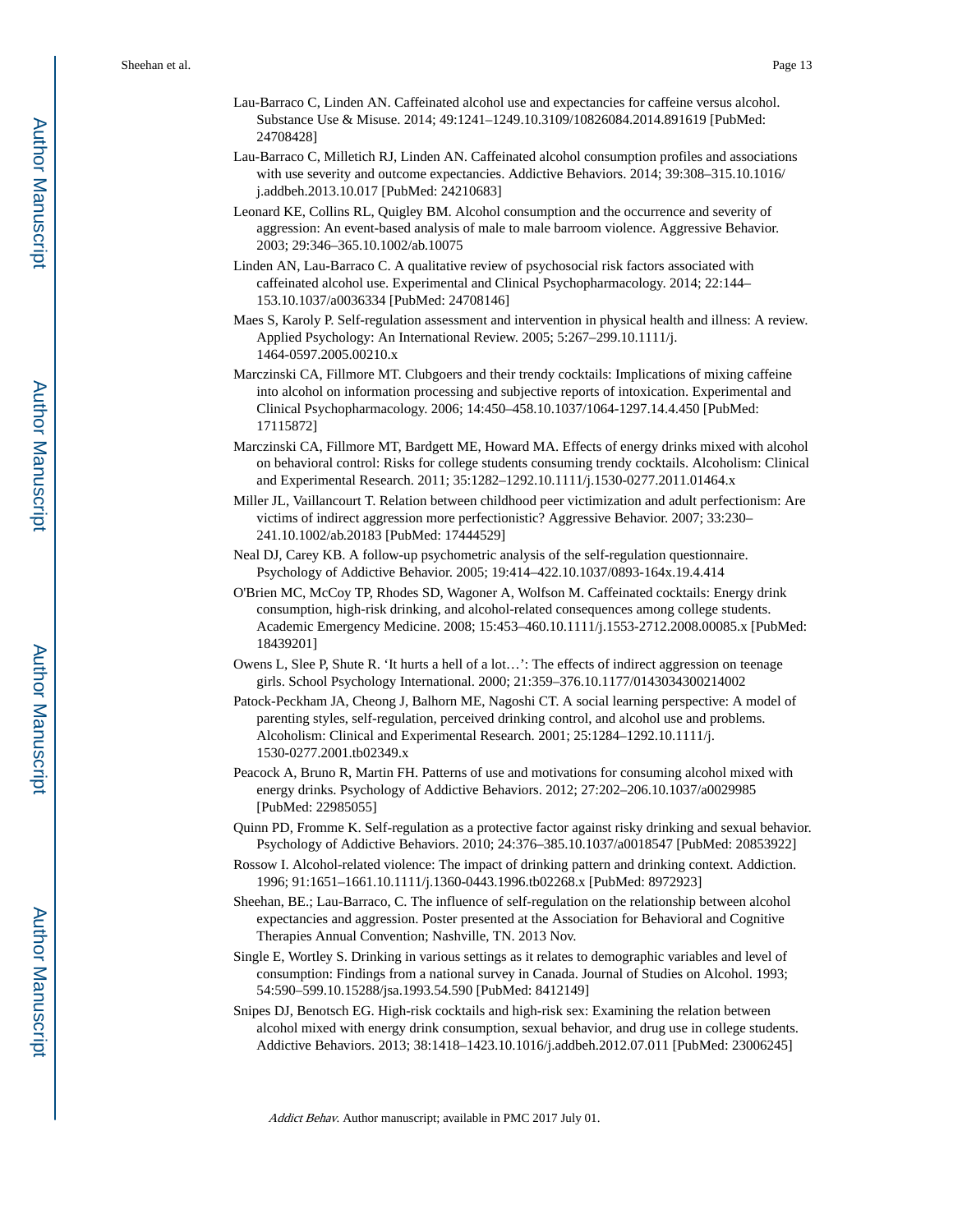Lau-Barraco C, Linden AN. Caffeinated alcohol use and expectancies for caffeine versus alcohol. Substance Use & Misuse. 2014; 49:1241–1249.10.3109/10826084.2014.891619 [PubMed: 24708428]

Lau-Barraco C, Milletich RJ, Linden AN. Caffeinated alcohol consumption profiles and associations with use severity and outcome expectancies. Addictive Behaviors. 2014; 39:308–315.10.1016/j.addbeh.2013.10.017 [PubMed: 24210683]

Leonard KE, Collins RL, Quigley BM. Alcohol consumption and the occurrence and severity of aggression: An event-based analysis of male to male barroom violence. Aggressive Behavior. 2003; 29:346–365.10.1002/ab.10075

Linden AN, Lau-Barraco C. A qualitative review of psychosocial risk factors associated with caffeinated alcohol use. Experimental and Clinical Psychopharmacology. 2014; 22:144–153.10.1037/a0036334 [PubMed: 24708146]

Maes S, Karoly P. Self-regulation assessment and intervention in physical health and illness: A review. Applied Psychology: An International Review. 2005; 5:267–299.10.1111/j.1464-0597.2005.00210.x

Marczinski CA, Fillmore MT. Clubgoers and their trendy cocktails: Implications of mixing caffeine into alcohol on information processing and subjective reports of intoxication. Experimental and Clinical Psychopharmacology. 2006; 14:450–458.10.1037/1064-1297.14.4.450 [PubMed: 17115872]

Marczinski CA, Fillmore MT, Bardgett ME, Howard MA. Effects of energy drinks mixed with alcohol on behavioral control: Risks for college students consuming trendy cocktails. Alcoholism: Clinical and Experimental Research. 2011; 35:1282–1292.10.1111/j.1530-0277.2011.01464.x

Miller JL, Vaillancourt T. Relation between childhood peer victimization and adult perfectionism: Are victims of indirect aggression more perfectionistic? Aggressive Behavior. 2007; 33:230–241.10.1002/ab.20183 [PubMed: 17444529]

Neal DJ, Carey KB. A follow-up psychometric analysis of the self-regulation questionnaire. Psychology of Addictive Behavior. 2005; 19:414–422.10.1037/0893-164x.19.4.414

O'Brien MC, McCoy TP, Rhodes SD, Wagoner A, Wolfson M. Caffeinated cocktails: Energy drink consumption, high-risk drinking, and alcohol-related consequences among college students. Academic Emergency Medicine. 2008; 15:453–460.10.1111/j.1553-2712.2008.00085.x [PubMed: 18439201]

Owens L, Slee P, Shute R. 'It hurts a hell of a lot…': The effects of indirect aggression on teenage girls. School Psychology International. 2000; 21:359–376.10.1177/0143034300214002

Patock-Peckham JA, Cheong J, Balhorn ME, Nagoshi CT. A social learning perspective: A model of parenting styles, self-regulation, perceived drinking control, and alcohol use and problems. Alcoholism: Clinical and Experimental Research. 2001; 25:1284–1292.10.1111/j.1530-0277.2001.tb02349.x

Peacock A, Bruno R, Martin FH. Patterns of use and motivations for consuming alcohol mixed with energy drinks. Psychology of Addictive Behaviors. 2012; 27:202–206.10.1037/a0029985 [PubMed: 22985055]

Quinn PD, Fromme K. Self-regulation as a protective factor against risky drinking and sexual behavior. Psychology of Addictive Behaviors. 2010; 24:376–385.10.1037/a0018547 [PubMed: 20853922]

Rossow I. Alcohol-related violence: The impact of drinking pattern and drinking context. Addiction. 1996; 91:1651–1661.10.1111/j.1360-0443.1996.tb02268.x [PubMed: 8972923]

Sheehan, BE.; Lau-Barraco, C. The influence of self-regulation on the relationship between alcohol expectancies and aggression. Poster presented at the Association for Behavioral and Cognitive Therapies Annual Convention; Nashville, TN. 2013 Nov.

Single E, Wortley S. Drinking in various settings as it relates to demographic variables and level of consumption: Findings from a national survey in Canada. Journal of Studies on Alcohol. 1993; 54:590–599.10.15288/jsa.1993.54.590 [PubMed: 8412149]

Snipes DJ, Benotsch EG. High-risk cocktails and high-risk sex: Examining the relation between alcohol mixed with energy drink consumption, sexual behavior, and drug use in college students. Addictive Behaviors. 2013; 38:1418–1423.10.1016/j.addbeh.2012.07.011 [PubMed: 23006245]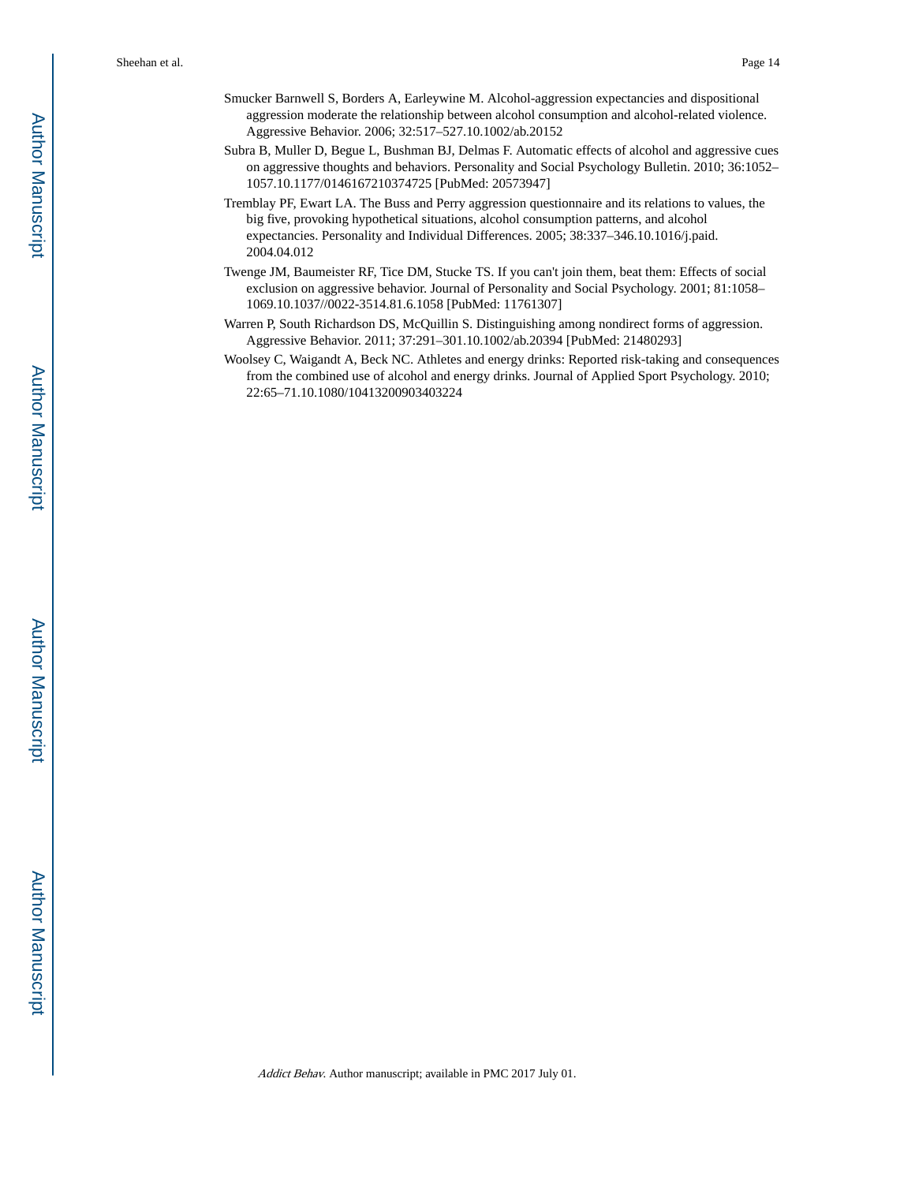Smucker Barnwell S, Borders A, Earleywine M. Alcohol-aggression expectancies and dispositional aggression moderate the relationship between alcohol consumption and alcohol-related violence. Aggressive Behavior. 2006; 32:517–527.10.1002/ab.20152

Subra B, Muller D, Begue L, Bushman BJ, Delmas F. Automatic effects of alcohol and aggressive cues on aggressive thoughts and behaviors. Personality and Social Psychology Bulletin. 2010; 36:1052–1057.10.1177/0146167210374725 [PubMed: 20573947]

Tremblay PF, Ewart LA. The Buss and Perry aggression questionnaire and its relations to values, the big five, provoking hypothetical situations, alcohol consumption patterns, and alcohol expectancies. Personality and Individual Differences. 2005; 38:337–346.10.1016/j.paid.2004.04.012

Twenge JM, Baumeister RF, Tice DM, Stucke TS. If you can't join them, beat them: Effects of social exclusion on aggressive behavior. Journal of Personality and Social Psychology. 2001; 81:1058–1069.10.1037//0022-3514.81.6.1058 [PubMed: 11761307]

Warren P, South Richardson DS, McQuillin S. Distinguishing among nondirect forms of aggression. Aggressive Behavior. 2011; 37:291–301.10.1002/ab.20394 [PubMed: 21480293]

Woolsey C, Waigandt A, Beck NC. Athletes and energy drinks: Reported risk-taking and consequences from the combined use of alcohol and energy drinks. Journal of Applied Sport Psychology. 2010; 22:65–71.10.1080/10413200903403224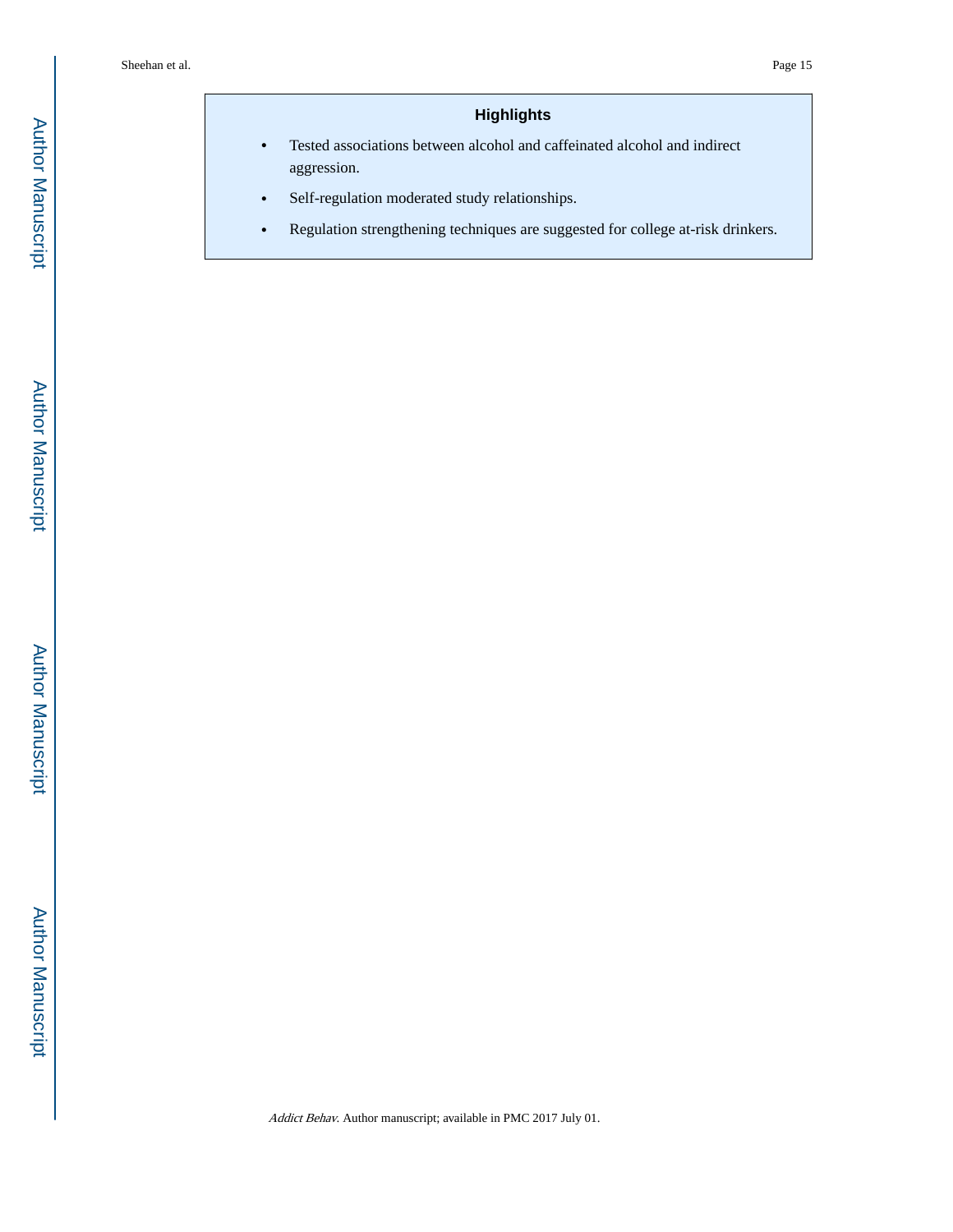## Highlights

- Tested associations between alcohol and caffeinated alcohol and indirect aggression.
- Self-regulation moderated study relationships.
- Regulation strengthening techniques are suggested for college at-risk drinkers.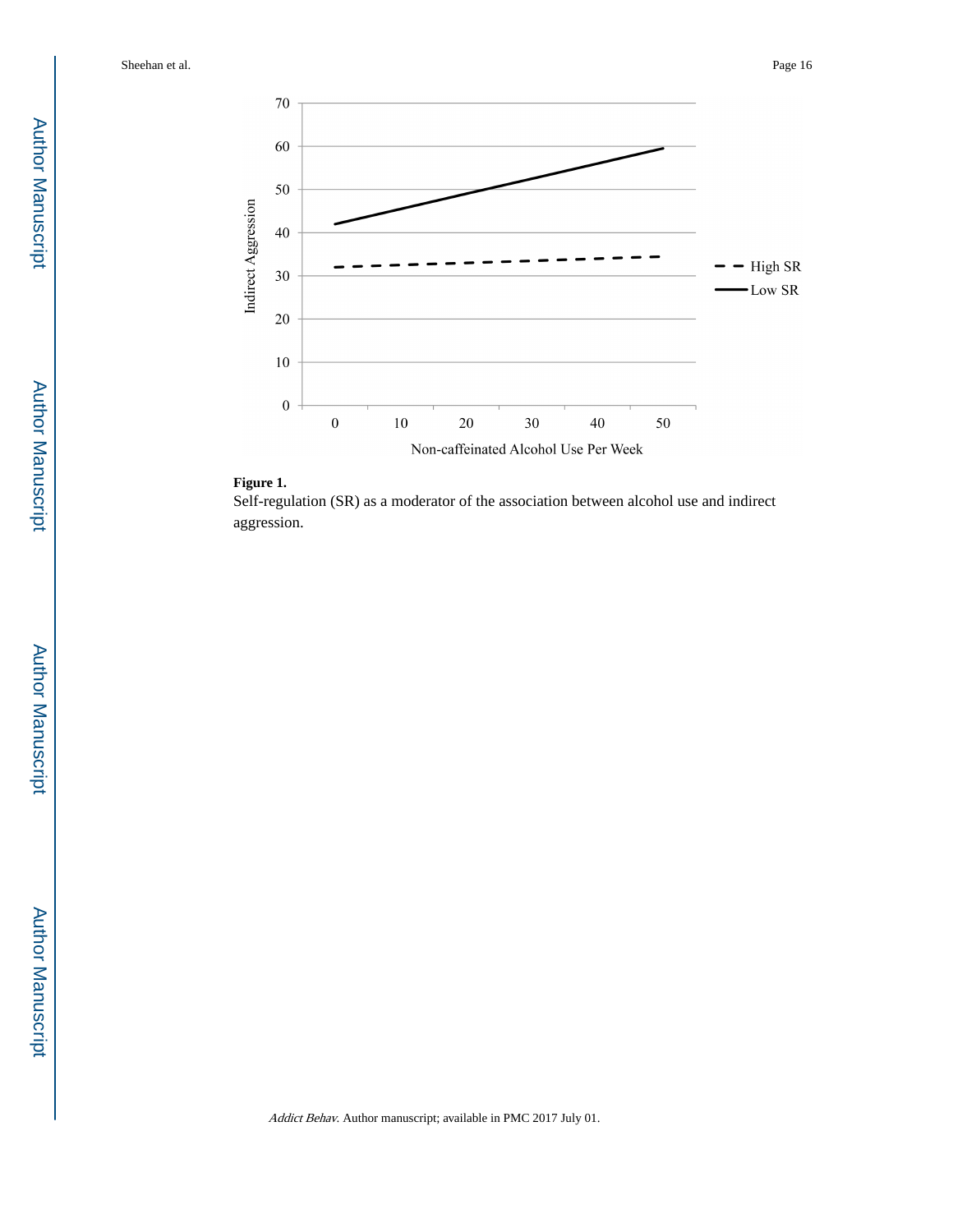**Figure 1.**

Self-regulation (SR) as a moderator of the association between alcohol use and indirect aggression.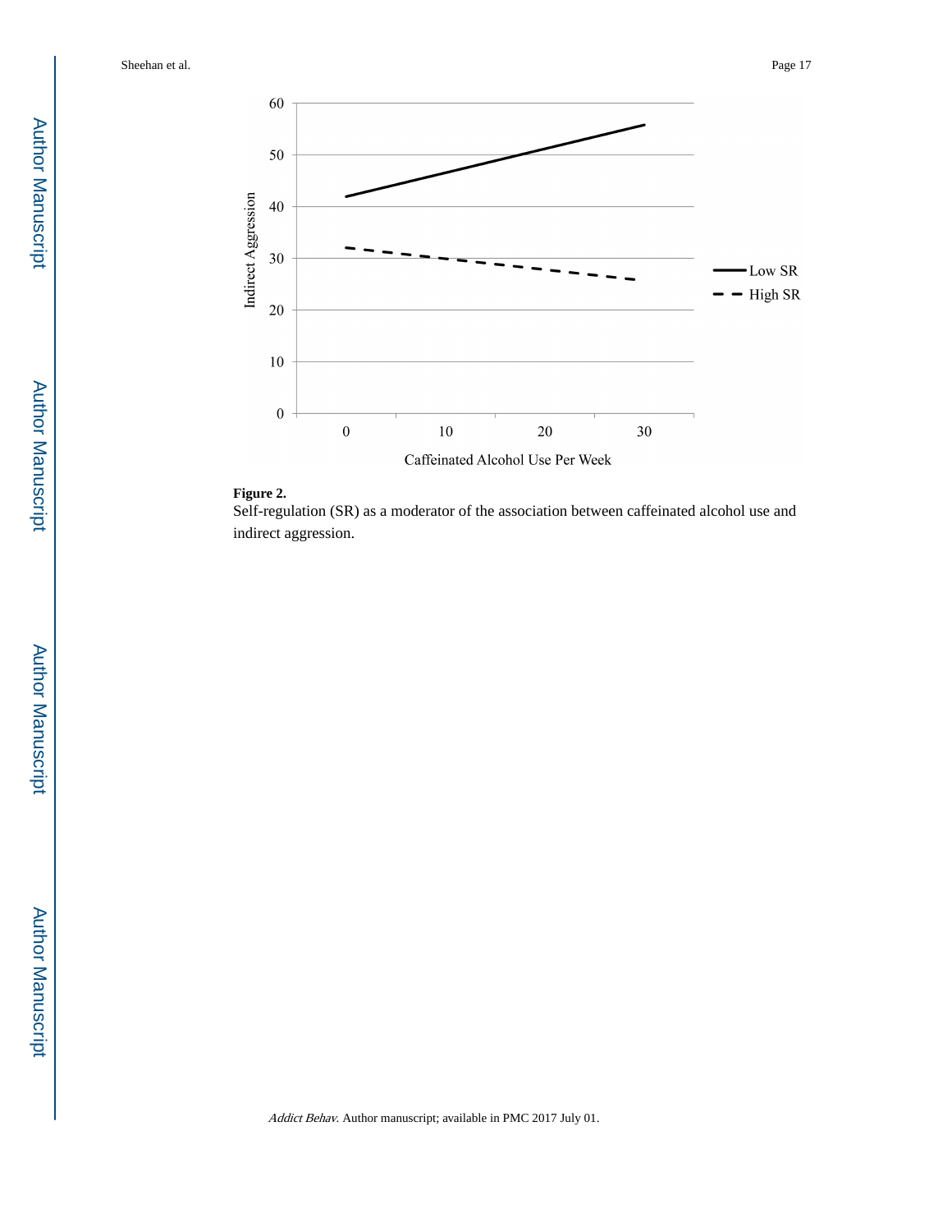**Figure 2.**

Self-regulation (SR) as a moderator of the association between caffeinated alcohol use and indirect aggression.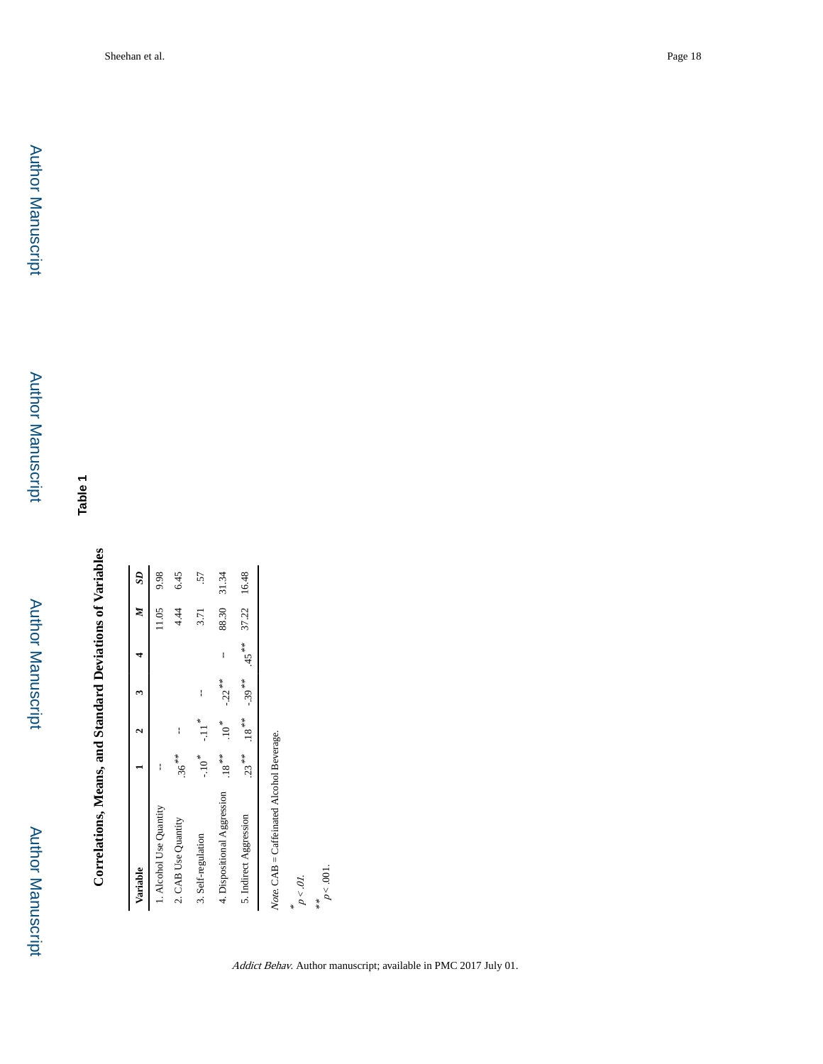## Table 1

**Correlations, Means, and Standard Deviations of Variables**

| Variable | 1 | 2 | 3 | 4 | *M* | *SD* |
|---|---|---|---|---|---|---|
| 1. Alcohol Use Quantity | -- | | | | 11.05 | 9.98 |
| 2. CAB Use Quantity | .36** | -- | | | 4.44 | 6.45 |
| 3. Self-regulation | -.10* | -.11* | -- | | 3.71 | .57 |
| 4. Dispositional Aggression | .18** | .10* | -.22** | -- | 88.30 | 31.34 |
| 5. Indirect Aggression | .23** | .18** | -.39** | .45** | 37.22 | 16.48 |

*Note.* CAB = Caffeinated Alcohol Beverage.

\* $p < .01$.

\*\* $p < .001$.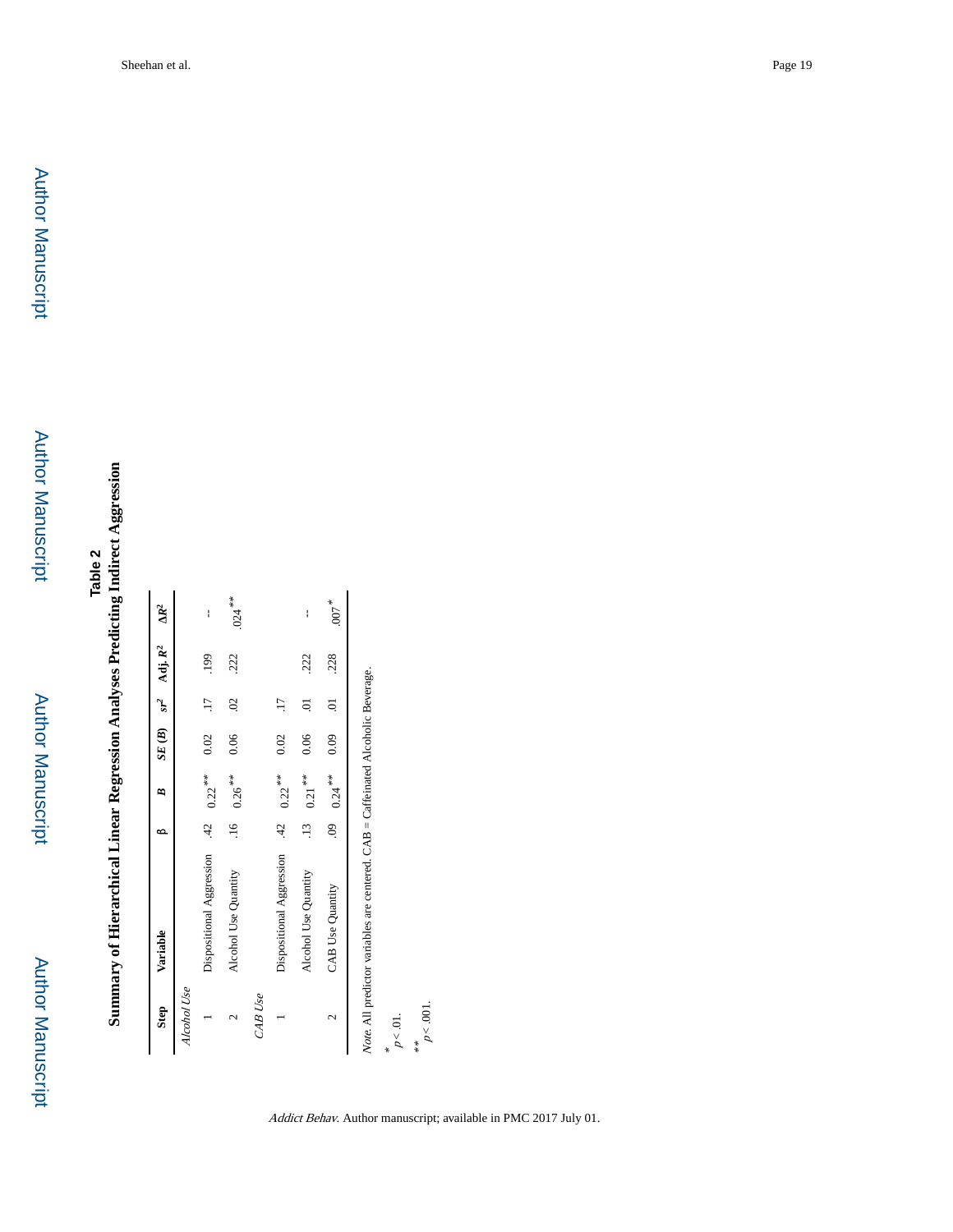**Table 2**

**Summary of Hierarchical Linear Regression Analyses Predicting Indirect Aggression**

| Step | Variable | β | *B* | *SE (B)* | $sr^2$ | Adj. $R^2$ | $\Delta R^2$ |
|---|---|---|---|---|---|---|---|
| *Alcohol Use* | | | | | | | |
| 1 | Dispositional Aggression | .42 | 0.22** | 0.02 | .17 | .199 | -- |
| 2 | Alcohol Use Quantity | .16 | 0.26** | 0.06 | .02 | .222 | .024** |
| *CAB Use* | | | | | | | |
| 1 | Dispositional Aggression | .42 | 0.22** | 0.02 | .17 | | |
| | Alcohol Use Quantity | .13 | 0.21** | 0.06 | .01 | .222 | -- |
| 2 | CAB Use Quantity | .09 | 0.24** | 0.09 | .01 | .228 | .007* |

*Note.* All predictor variables are centered. CAB = Caffeinated Alcoholic Beverage.

\* $p < .01$.

\*\* $p < .001$.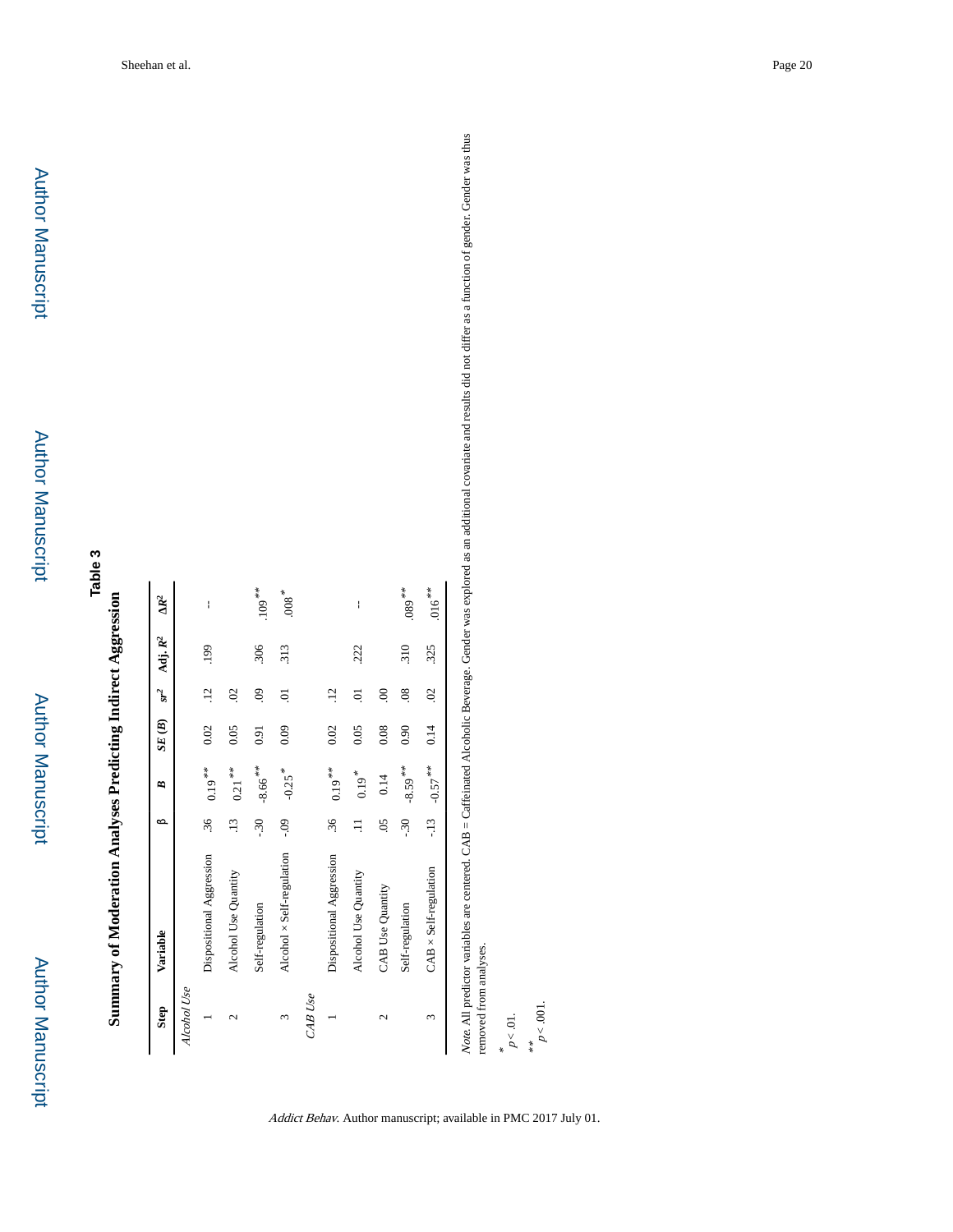## Table 3

### Summary of Moderation Analyses Predicting Indirect Aggression

| Step | Variable | β | *B* | *SE (B)* | $sr^2$ | Adj. $R^2$ | $\Delta R^2$ |
|---|---|---|---|---|---|---|---|
| *Alcohol Use* | | | | | | | |
| 1 | Dispositional Aggression | .36 | $0.19^{**}$ | 0.02 | .12 | .199 | -- |
| 2 | Alcohol Use Quantity | .13 | $0.21^{**}$ | 0.05 | .02 | | |
| | Self-regulation | -.30 | $-8.66^{**}$ | 0.91 | .09 | .306 | $.109^{**}$ |
| 3 | Alcohol × Self-regulation | -.09 | $-0.25^{*}$ | 0.09 | .01 | .313 | $.008^{*}$ |
| *CAB Use* | | | | | | | |
| 1 | Dispositional Aggression | .36 | $0.19^{**}$ | 0.02 | .12 | | |
| | Alcohol Use Quantity | .11 | $0.19^{*}$ | 0.05 | .01 | .222 | -- |
| 2 | CAB Use Quantity | .05 | 0.14 | 0.08 | .00 | | |
| | Self-regulation | -.30 | $-8.59^{**}$ | 0.90 | .08 | .310 | $.089^{**}$ |
| 3 | CAB × Self-regulation | -.13 | $-0.57^{**}$ | 0.14 | .02 | .325 | $.016^{**}$ |

*Note.* All predictor variables are centered. CAB = Caffeinated Alcoholic Beverage. Gender was explored as an additional covariate and results did not differ as a function of gender. Gender was thus removed from analyses.

\* $p < .01$.

\*\* $p < .001$.